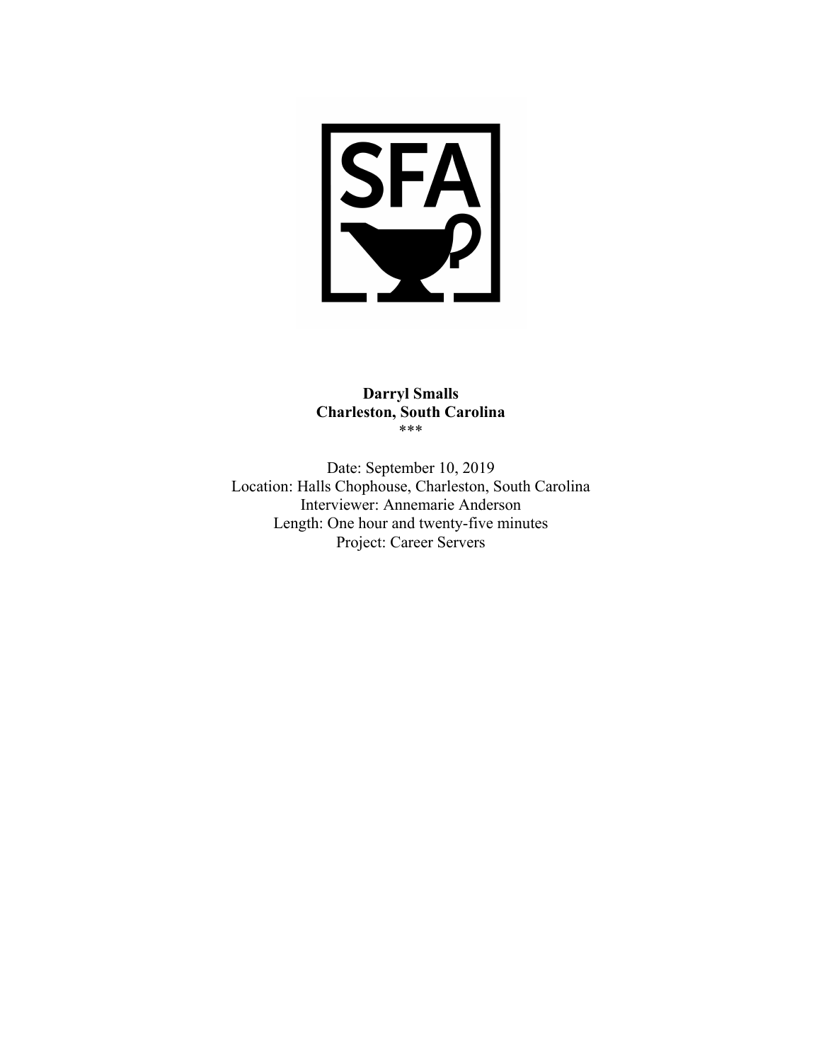**Darryl Smalls**
**Charleston, South Carolina**
***

Date: September 10, 2019
Location: Halls Chophouse, Charleston, South Carolina
Interviewer: Annemarie Anderson
Length: One hour and twenty-five minutes
Project: Career Servers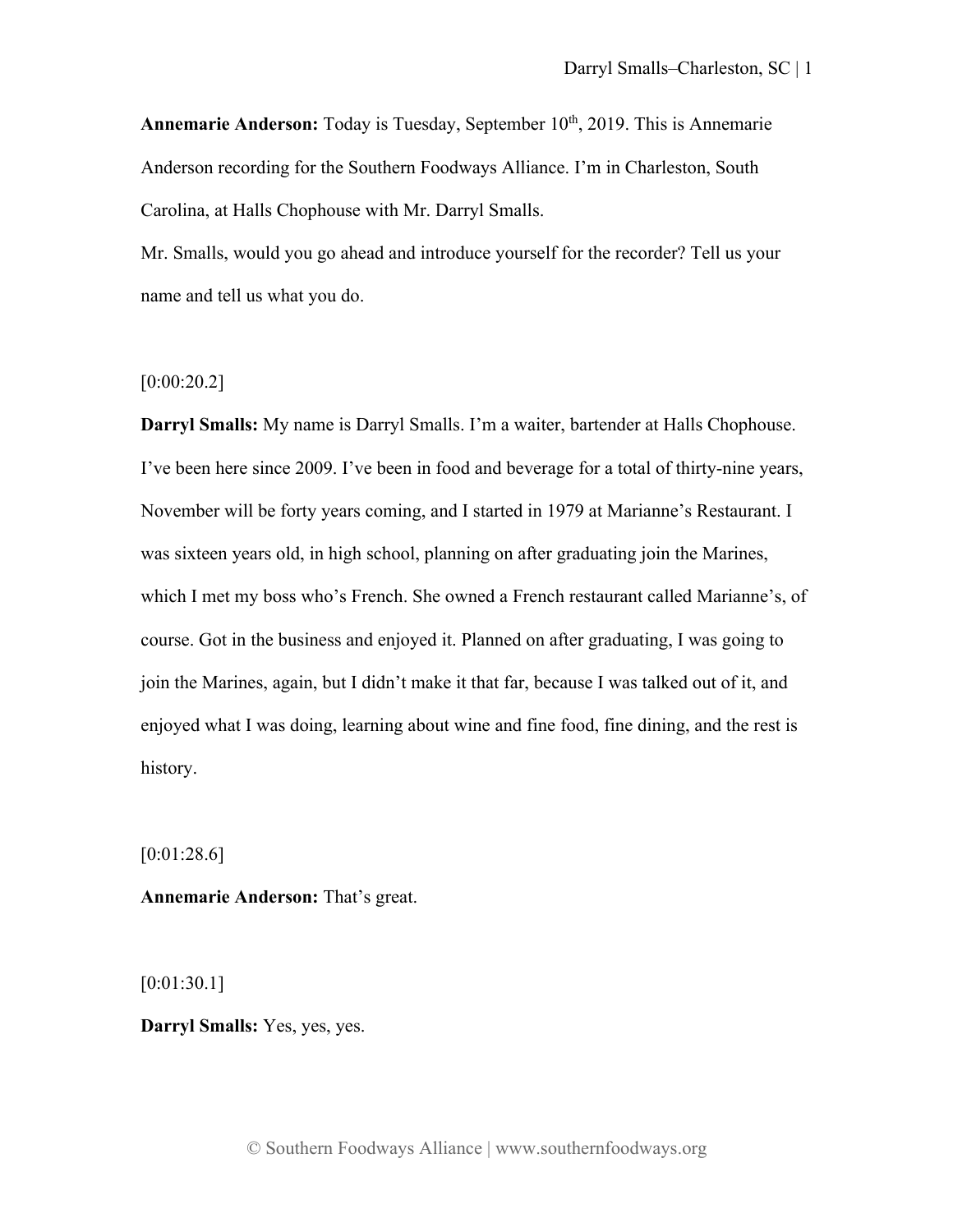**Annemarie Anderson:** Today is Tuesday, September 10th, 2019. This is Annemarie Anderson recording for the Southern Foodways Alliance. I'm in Charleston, South Carolina, at Halls Chophouse with Mr. Darryl Smalls.

Mr. Smalls, would you go ahead and introduce yourself for the recorder? Tell us your name and tell us what you do.

[0:00:20.2]

**Darryl Smalls:** My name is Darryl Smalls. I'm a waiter, bartender at Halls Chophouse. I've been here since 2009. I've been in food and beverage for a total of thirty-nine years, November will be forty years coming, and I started in 1979 at Marianne's Restaurant. I was sixteen years old, in high school, planning on after graduating join the Marines, which I met my boss who's French. She owned a French restaurant called Marianne's, of course. Got in the business and enjoyed it. Planned on after graduating, I was going to join the Marines, again, but I didn't make it that far, because I was talked out of it, and enjoyed what I was doing, learning about wine and fine food, fine dining, and the rest is history.

[0:01:28.6]

**Annemarie Anderson:** That's great.

[0:01:30.1]

**Darryl Smalls:** Yes, yes, yes.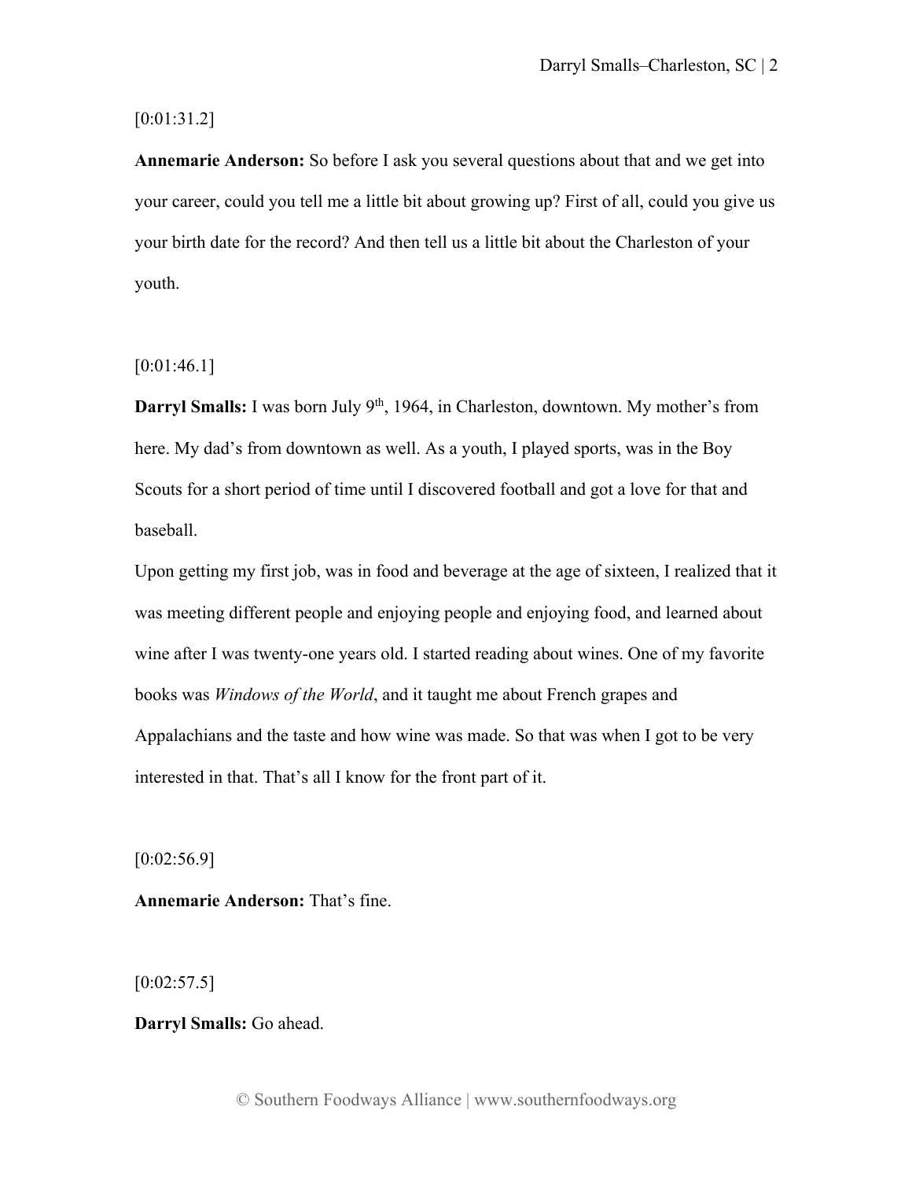[0:01:31.2]

**Annemarie Anderson:** So before I ask you several questions about that and we get into your career, could you tell me a little bit about growing up? First of all, could you give us your birth date for the record? And then tell us a little bit about the Charleston of your youth.

[0:01:46.1]

**Darryl Smalls:** I was born July 9th, 1964, in Charleston, downtown. My mother's from here. My dad's from downtown as well. As a youth, I played sports, was in the Boy Scouts for a short period of time until I discovered football and got a love for that and baseball.

Upon getting my first job, was in food and beverage at the age of sixteen, I realized that it was meeting different people and enjoying people and enjoying food, and learned about wine after I was twenty-one years old. I started reading about wines. One of my favorite books was *Windows of the World*, and it taught me about French grapes and Appalachians and the taste and how wine was made. So that was when I got to be very interested in that. That's all I know for the front part of it.

[0:02:56.9]

**Annemarie Anderson:** That's fine.

[0:02:57.5]

**Darryl Smalls:** Go ahead.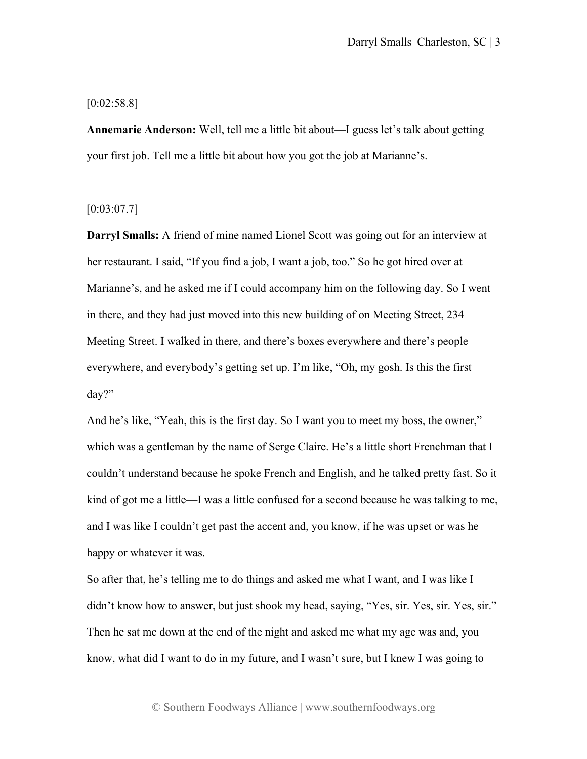[0:02:58.8]

**Annemarie Anderson:** Well, tell me a little bit about—I guess let's talk about getting your first job. Tell me a little bit about how you got the job at Marianne's.

[0:03:07.7]

**Darryl Smalls:** A friend of mine named Lionel Scott was going out for an interview at her restaurant. I said, "If you find a job, I want a job, too." So he got hired over at Marianne's, and he asked me if I could accompany him on the following day. So I went in there, and they had just moved into this new building of on Meeting Street, 234 Meeting Street. I walked in there, and there's boxes everywhere and there's people everywhere, and everybody's getting set up. I'm like, "Oh, my gosh. Is this the first day?"

And he's like, "Yeah, this is the first day. So I want you to meet my boss, the owner," which was a gentleman by the name of Serge Claire. He's a little short Frenchman that I couldn't understand because he spoke French and English, and he talked pretty fast. So it kind of got me a little—I was a little confused for a second because he was talking to me, and I was like I couldn't get past the accent and, you know, if he was upset or was he happy or whatever it was.

So after that, he's telling me to do things and asked me what I want, and I was like I didn't know how to answer, but just shook my head, saying, "Yes, sir. Yes, sir. Yes, sir." Then he sat me down at the end of the night and asked me what my age was and, you know, what did I want to do in my future, and I wasn't sure, but I knew I was going to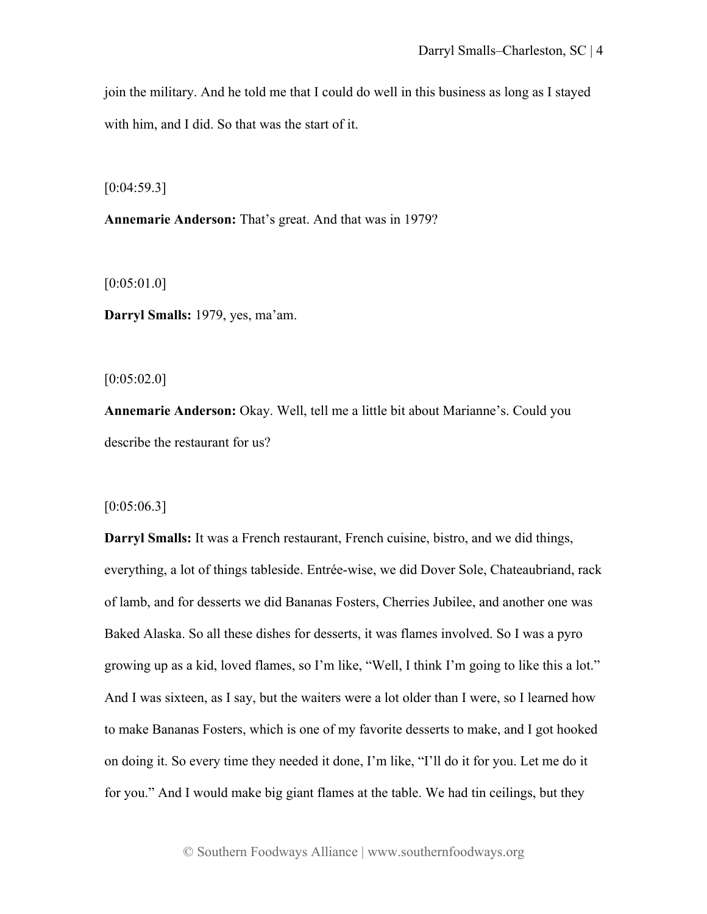join the military. And he told me that I could do well in this business as long as I stayed with him, and I did. So that was the start of it.

[0:04:59.3]

**Annemarie Anderson:** That's great. And that was in 1979?

[0:05:01.0]

**Darryl Smalls:** 1979, yes, ma'am.

[0:05:02.0]

**Annemarie Anderson:** Okay. Well, tell me a little bit about Marianne's. Could you describe the restaurant for us?

[0:05:06.3]

**Darryl Smalls:** It was a French restaurant, French cuisine, bistro, and we did things, everything, a lot of things tableside. Entrée-wise, we did Dover Sole, Chateaubriand, rack of lamb, and for desserts we did Bananas Fosters, Cherries Jubilee, and another one was Baked Alaska. So all these dishes for desserts, it was flames involved. So I was a pyro growing up as a kid, loved flames, so I'm like, "Well, I think I'm going to like this a lot." And I was sixteen, as I say, but the waiters were a lot older than I were, so I learned how to make Bananas Fosters, which is one of my favorite desserts to make, and I got hooked on doing it. So every time they needed it done, I'm like, "I'll do it for you. Let me do it for you." And I would make big giant flames at the table. We had tin ceilings, but they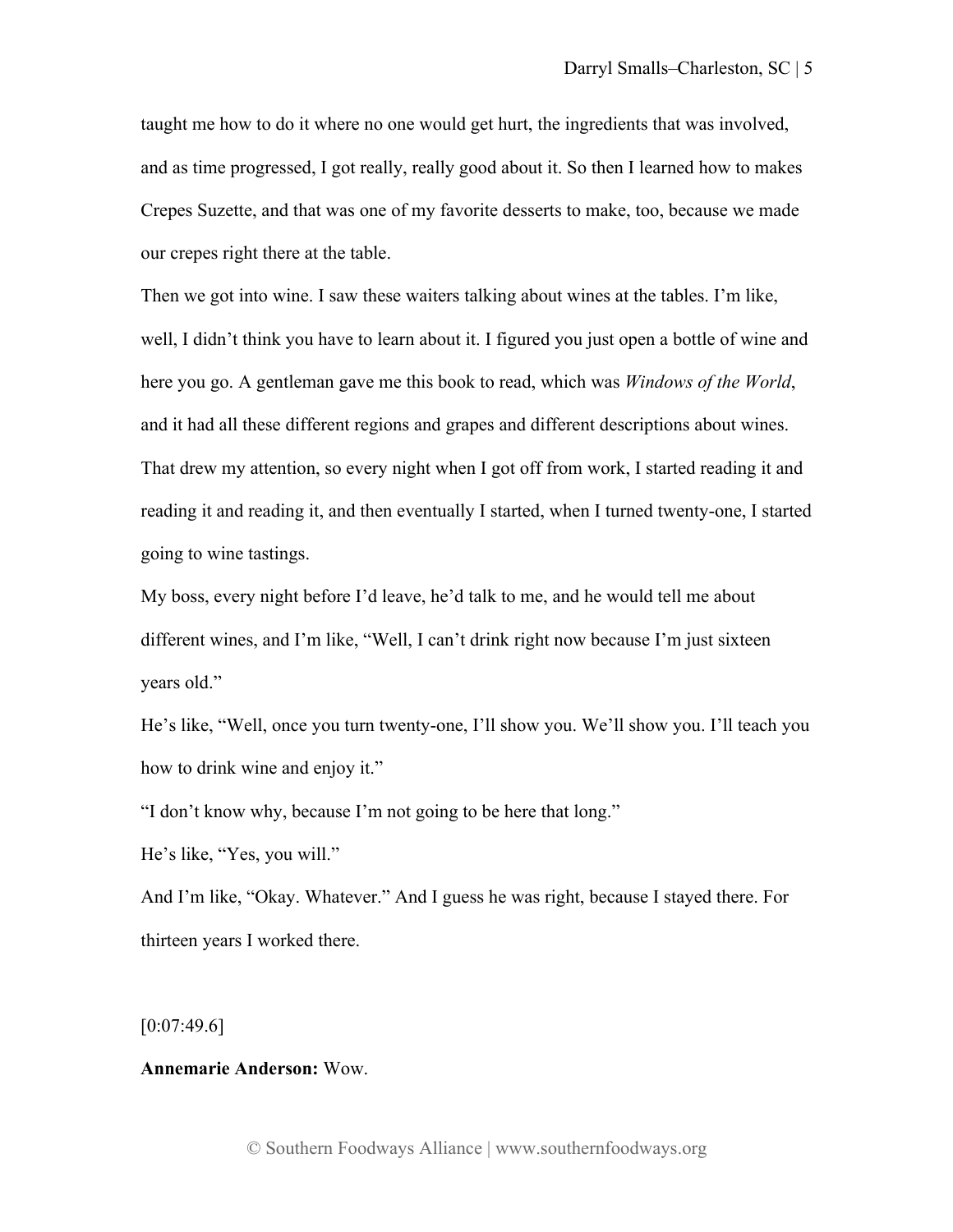taught me how to do it where no one would get hurt, the ingredients that was involved, and as time progressed, I got really, really good about it. So then I learned how to makes Crepes Suzette, and that was one of my favorite desserts to make, too, because we made our crepes right there at the table.

Then we got into wine. I saw these waiters talking about wines at the tables. I'm like, well, I didn't think you have to learn about it. I figured you just open a bottle of wine and here you go. A gentleman gave me this book to read, which was *Windows of the World*, and it had all these different regions and grapes and different descriptions about wines. That drew my attention, so every night when I got off from work, I started reading it and reading it and reading it, and then eventually I started, when I turned twenty-one, I started going to wine tastings.

My boss, every night before I'd leave, he'd talk to me, and he would tell me about different wines, and I'm like, "Well, I can't drink right now because I'm just sixteen years old."

He's like, "Well, once you turn twenty-one, I'll show you. We'll show you. I'll teach you how to drink wine and enjoy it."

"I don't know why, because I'm not going to be here that long."

He's like, "Yes, you will."

And I'm like, "Okay. Whatever." And I guess he was right, because I stayed there. For thirteen years I worked there.

[0:07:49.6]

**Annemarie Anderson:** Wow.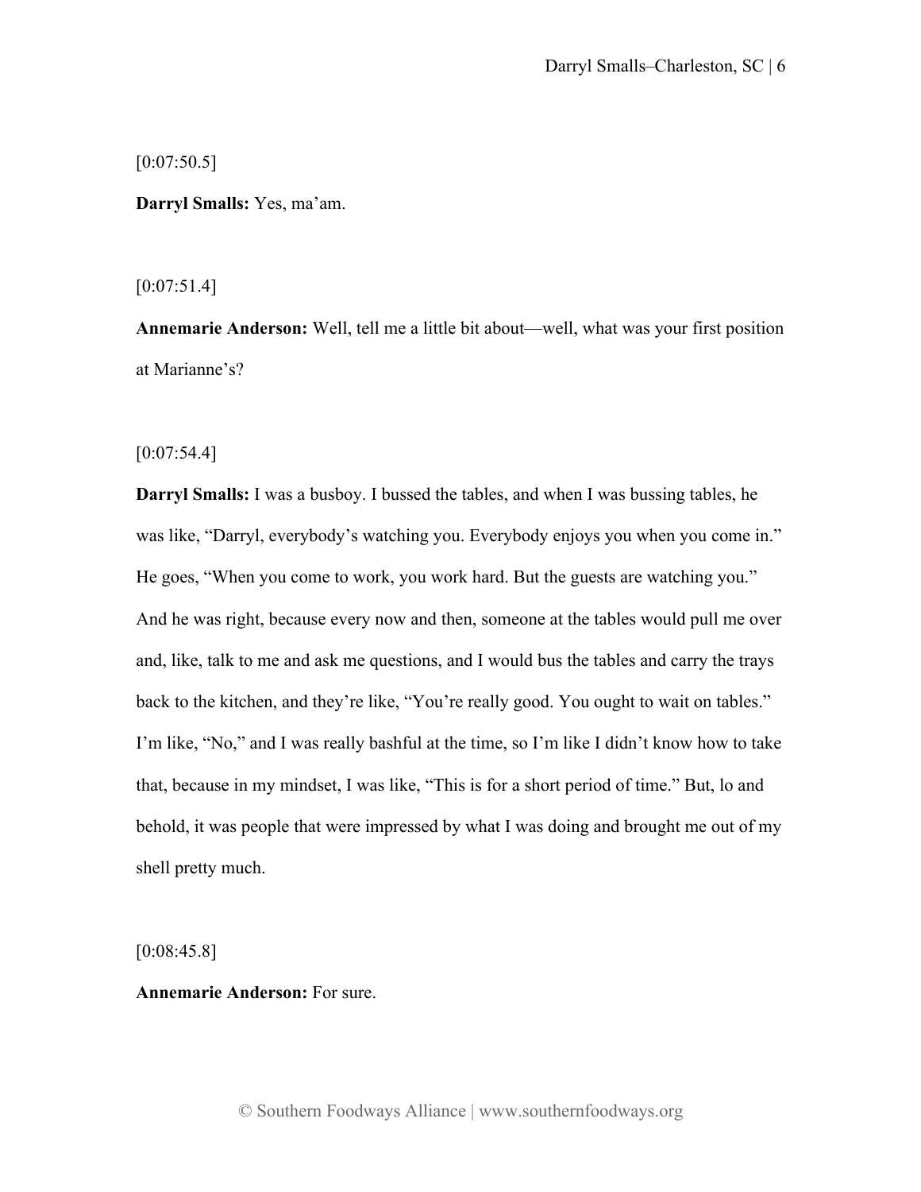[0:07:50.5]

**Darryl Smalls:** Yes, ma'am.

[0:07:51.4]

**Annemarie Anderson:** Well, tell me a little bit about—well, what was your first position at Marianne's?

[0:07:54.4]

**Darryl Smalls:** I was a busboy. I bussed the tables, and when I was bussing tables, he was like, "Darryl, everybody's watching you. Everybody enjoys you when you come in." He goes, "When you come to work, you work hard. But the guests are watching you." And he was right, because every now and then, someone at the tables would pull me over and, like, talk to me and ask me questions, and I would bus the tables and carry the trays back to the kitchen, and they're like, "You're really good. You ought to wait on tables." I'm like, "No," and I was really bashful at the time, so I'm like I didn't know how to take that, because in my mindset, I was like, "This is for a short period of time." But, lo and behold, it was people that were impressed by what I was doing and brought me out of my shell pretty much.

[0:08:45.8]

**Annemarie Anderson:** For sure.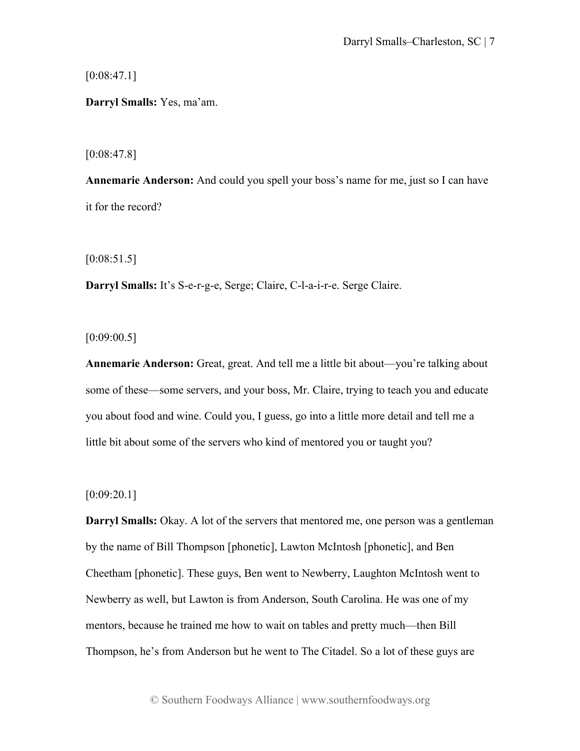[0:08:47.1]

**Darryl Smalls:** Yes, ma'am.

[0:08:47.8]

**Annemarie Anderson:** And could you spell your boss's name for me, just so I can have it for the record?

[0:08:51.5]

**Darryl Smalls:** It's S-e-r-g-e, Serge; Claire, C-l-a-i-r-e. Serge Claire.

[0:09:00.5]

**Annemarie Anderson:** Great, great. And tell me a little bit about—you're talking about some of these—some servers, and your boss, Mr. Claire, trying to teach you and educate you about food and wine. Could you, I guess, go into a little more detail and tell me a little bit about some of the servers who kind of mentored you or taught you?

[0:09:20.1]

**Darryl Smalls:** Okay. A lot of the servers that mentored me, one person was a gentleman by the name of Bill Thompson [phonetic], Lawton McIntosh [phonetic], and Ben Cheetham [phonetic]. These guys, Ben went to Newberry, Laughton McIntosh went to Newberry as well, but Lawton is from Anderson, South Carolina. He was one of my mentors, because he trained me how to wait on tables and pretty much—then Bill Thompson, he's from Anderson but he went to The Citadel. So a lot of these guys are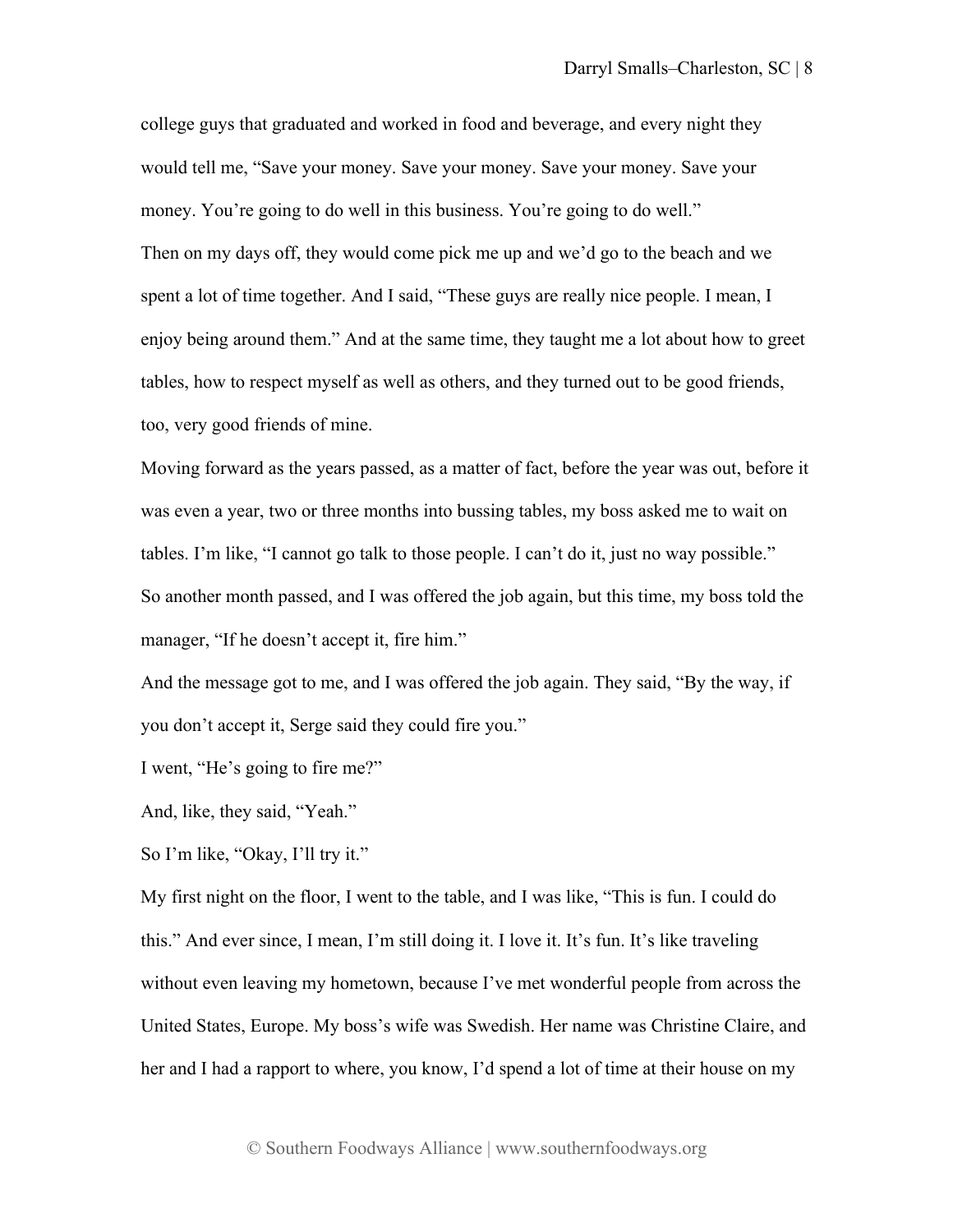college guys that graduated and worked in food and beverage, and every night they would tell me, "Save your money. Save your money. Save your money. Save your money. You're going to do well in this business. You're going to do well."

Then on my days off, they would come pick me up and we'd go to the beach and we spent a lot of time together. And I said, "These guys are really nice people. I mean, I enjoy being around them." And at the same time, they taught me a lot about how to greet tables, how to respect myself as well as others, and they turned out to be good friends, too, very good friends of mine.

Moving forward as the years passed, as a matter of fact, before the year was out, before it was even a year, two or three months into bussing tables, my boss asked me to wait on tables. I'm like, "I cannot go talk to those people. I can't do it, just no way possible."

So another month passed, and I was offered the job again, but this time, my boss told the manager, "If he doesn't accept it, fire him."

And the message got to me, and I was offered the job again. They said, "By the way, if you don't accept it, Serge said they could fire you."

I went, "He's going to fire me?"

And, like, they said, "Yeah."

So I'm like, "Okay, I'll try it."

My first night on the floor, I went to the table, and I was like, "This is fun. I could do this." And ever since, I mean, I'm still doing it. I love it. It's fun. It's like traveling without even leaving my hometown, because I've met wonderful people from across the United States, Europe. My boss's wife was Swedish. Her name was Christine Claire, and her and I had a rapport to where, you know, I'd spend a lot of time at their house on my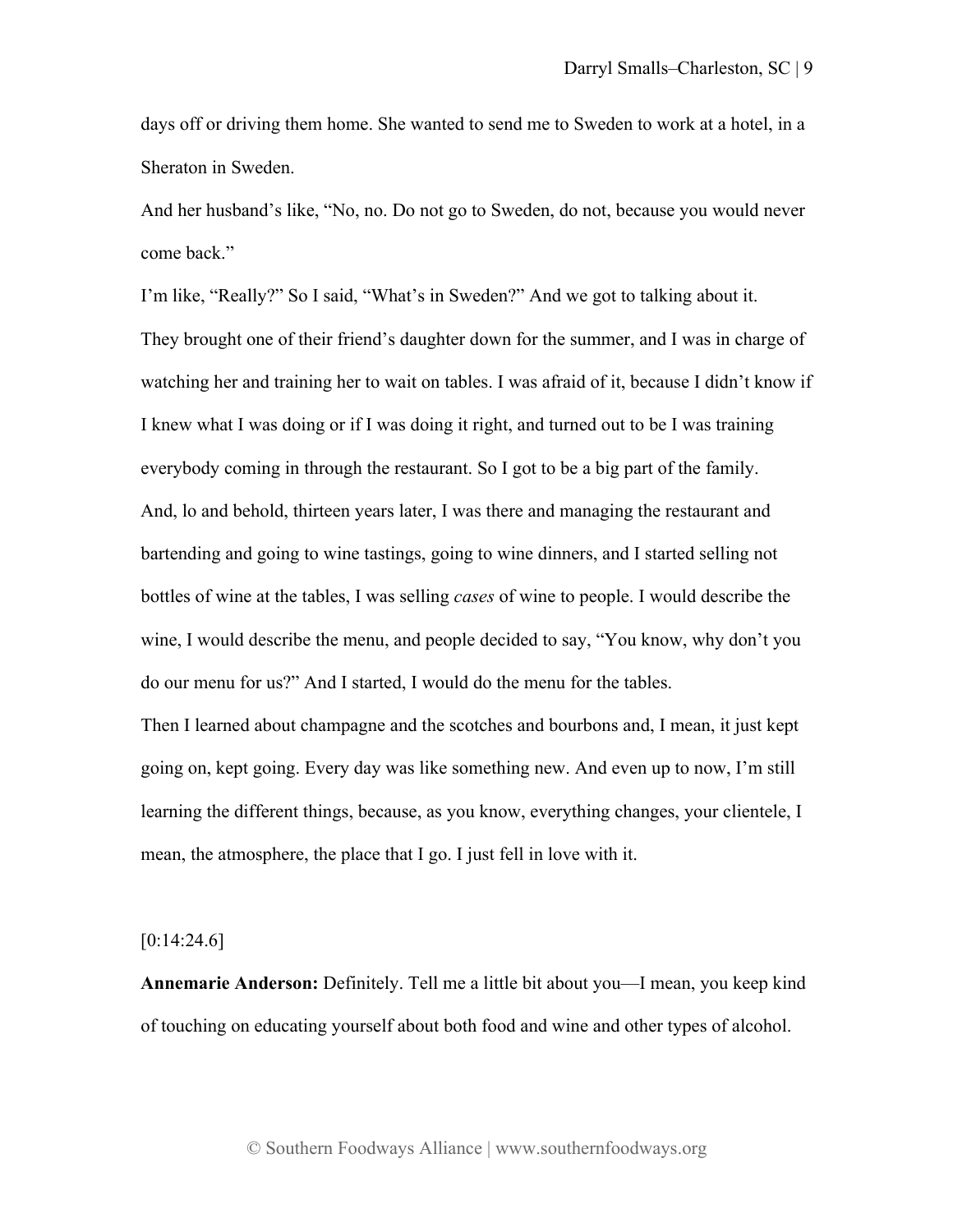days off or driving them home. She wanted to send me to Sweden to work at a hotel, in a Sheraton in Sweden.

And her husband's like, "No, no. Do not go to Sweden, do not, because you would never come back."

I'm like, "Really?" So I said, "What's in Sweden?" And we got to talking about it. They brought one of their friend's daughter down for the summer, and I was in charge of watching her and training her to wait on tables. I was afraid of it, because I didn't know if I knew what I was doing or if I was doing it right, and turned out to be I was training everybody coming in through the restaurant. So I got to be a big part of the family.

And, lo and behold, thirteen years later, I was there and managing the restaurant and bartending and going to wine tastings, going to wine dinners, and I started selling not bottles of wine at the tables, I was selling *cases* of wine to people. I would describe the wine, I would describe the menu, and people decided to say, "You know, why don't you do our menu for us?" And I started, I would do the menu for the tables.

Then I learned about champagne and the scotches and bourbons and, I mean, it just kept going on, kept going. Every day was like something new. And even up to now, I'm still learning the different things, because, as you know, everything changes, your clientele, I mean, the atmosphere, the place that I go. I just fell in love with it.

[0:14:24.6]

**Annemarie Anderson:** Definitely. Tell me a little bit about you—I mean, you keep kind of touching on educating yourself about both food and wine and other types of alcohol.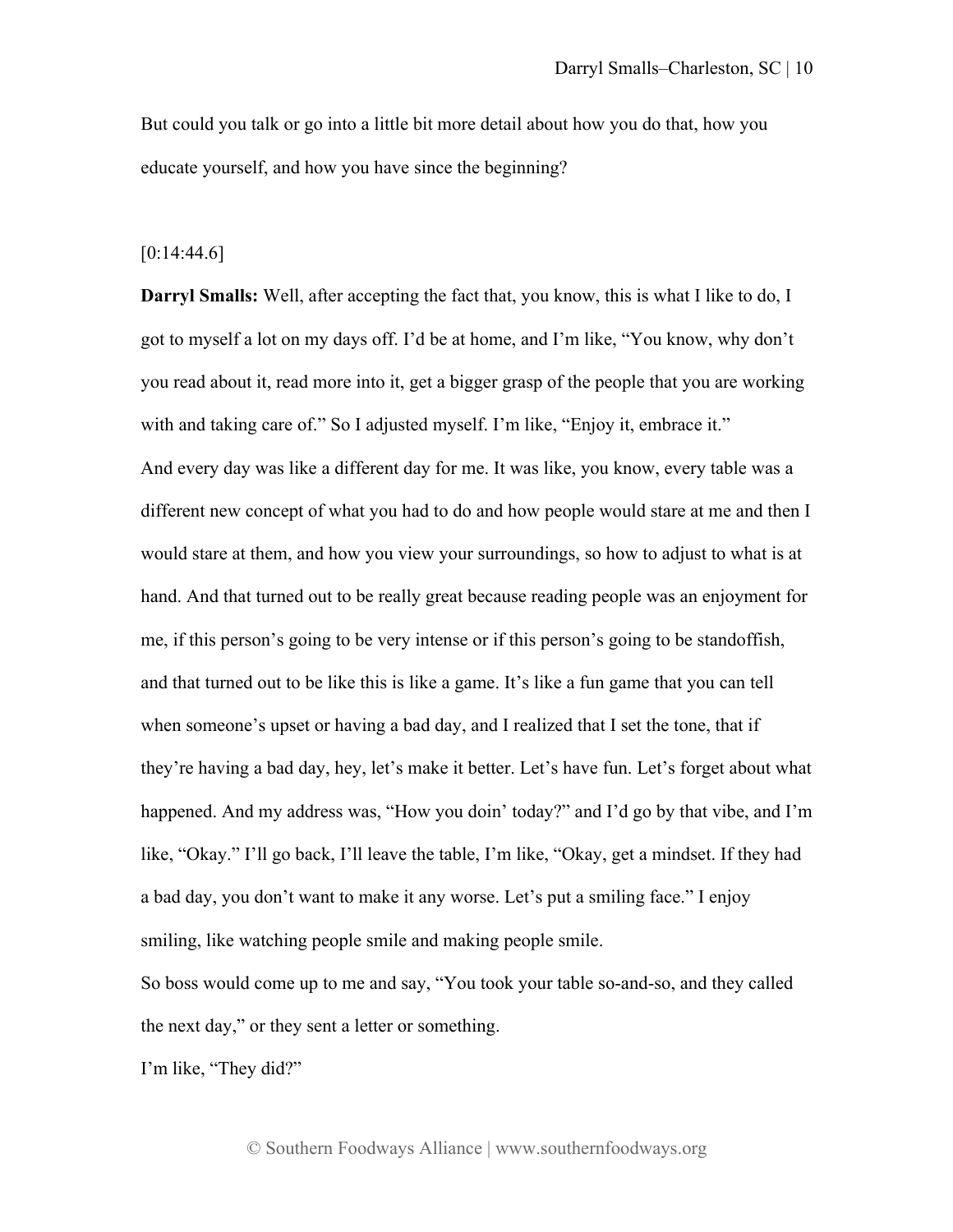But could you talk or go into a little bit more detail about how you do that, how you educate yourself, and how you have since the beginning?

[0:14:44.6]

**Darryl Smalls:** Well, after accepting the fact that, you know, this is what I like to do, I got to myself a lot on my days off. I'd be at home, and I'm like, "You know, why don't you read about it, read more into it, get a bigger grasp of the people that you are working with and taking care of." So I adjusted myself. I'm like, "Enjoy it, embrace it."

And every day was like a different day for me. It was like, you know, every table was a different new concept of what you had to do and how people would stare at me and then I would stare at them, and how you view your surroundings, so how to adjust to what is at hand. And that turned out to be really great because reading people was an enjoyment for me, if this person's going to be very intense or if this person's going to be standoffish, and that turned out to be like this is like a game. It's like a fun game that you can tell when someone's upset or having a bad day, and I realized that I set the tone, that if they're having a bad day, hey, let's make it better. Let's have fun. Let's forget about what happened. And my address was, "How you doin' today?" and I'd go by that vibe, and I'm like, "Okay." I'll go back, I'll leave the table, I'm like, "Okay, get a mindset. If they had a bad day, you don't want to make it any worse. Let's put a smiling face." I enjoy smiling, like watching people smile and making people smile.

So boss would come up to me and say, "You took your table so-and-so, and they called the next day," or they sent a letter or something.

I'm like, "They did?"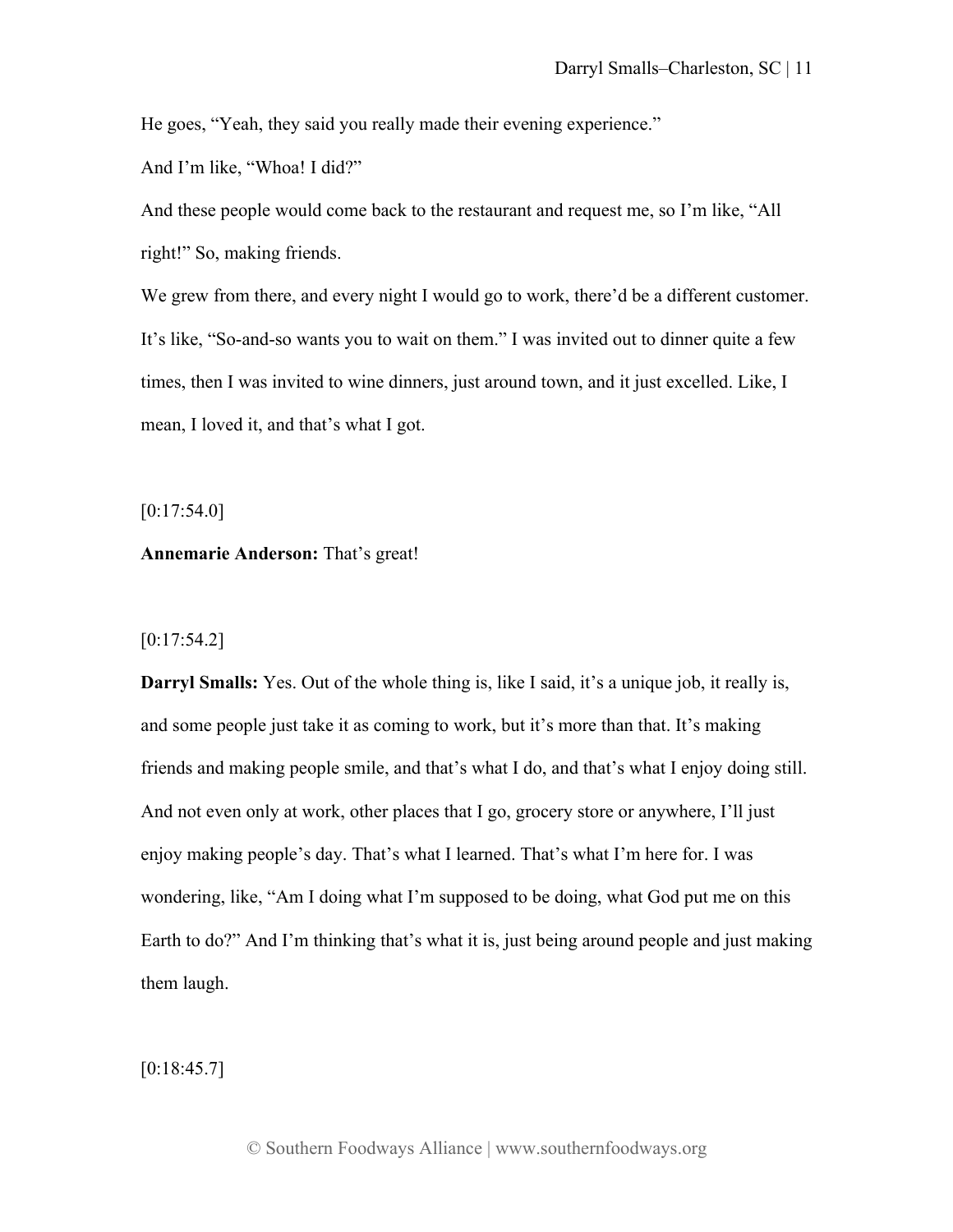He goes, "Yeah, they said you really made their evening experience."

And I'm like, "Whoa! I did?"

And these people would come back to the restaurant and request me, so I'm like, "All right!" So, making friends.

We grew from there, and every night I would go to work, there'd be a different customer. It's like, "So-and-so wants you to wait on them." I was invited out to dinner quite a few times, then I was invited to wine dinners, just around town, and it just excelled. Like, I mean, I loved it, and that's what I got.

[0:17:54.0]

**Annemarie Anderson:** That's great!

[0:17:54.2]

**Darryl Smalls:** Yes. Out of the whole thing is, like I said, it's a unique job, it really is, and some people just take it as coming to work, but it's more than that. It's making friends and making people smile, and that's what I do, and that's what I enjoy doing still. And not even only at work, other places that I go, grocery store or anywhere, I'll just enjoy making people's day. That's what I learned. That's what I'm here for. I was wondering, like, "Am I doing what I'm supposed to be doing, what God put me on this Earth to do?" And I'm thinking that's what it is, just being around people and just making them laugh.

[0:18:45.7]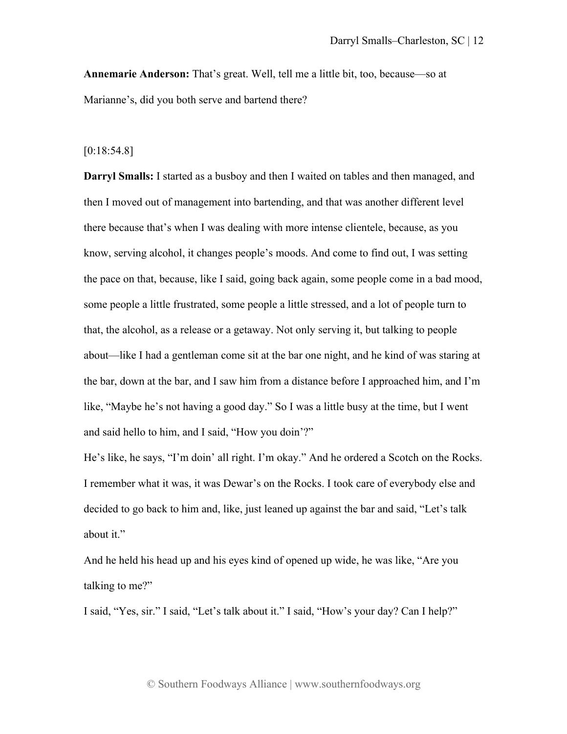**Annemarie Anderson:** That's great. Well, tell me a little bit, too, because—so at Marianne's, did you both serve and bartend there?

[0:18:54.8]

**Darryl Smalls:** I started as a busboy and then I waited on tables and then managed, and then I moved out of management into bartending, and that was another different level there because that's when I was dealing with more intense clientele, because, as you know, serving alcohol, it changes people's moods. And come to find out, I was setting the pace on that, because, like I said, going back again, some people come in a bad mood, some people a little frustrated, some people a little stressed, and a lot of people turn to that, the alcohol, as a release or a getaway. Not only serving it, but talking to people about—like I had a gentleman come sit at the bar one night, and he kind of was staring at the bar, down at the bar, and I saw him from a distance before I approached him, and I'm like, "Maybe he's not having a good day." So I was a little busy at the time, but I went and said hello to him, and I said, "How you doin'?"

He's like, he says, "I'm doin' all right. I'm okay." And he ordered a Scotch on the Rocks. I remember what it was, it was Dewar's on the Rocks. I took care of everybody else and decided to go back to him and, like, just leaned up against the bar and said, "Let's talk about it."

And he held his head up and his eyes kind of opened up wide, he was like, "Are you talking to me?"

I said, "Yes, sir." I said, "Let's talk about it." I said, "How's your day? Can I help?"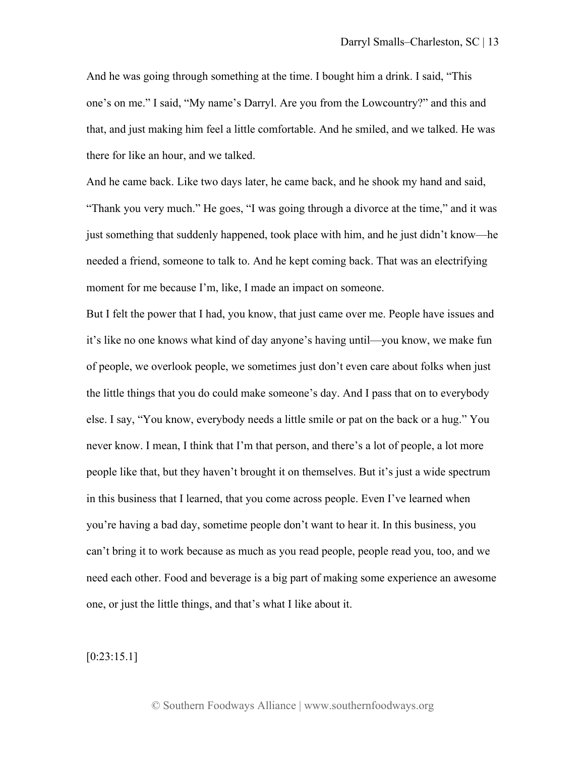And he was going through something at the time. I bought him a drink. I said, "This one's on me." I said, "My name's Darryl. Are you from the Lowcountry?" and this and that, and just making him feel a little comfortable. And he smiled, and we talked. He was there for like an hour, and we talked.

And he came back. Like two days later, he came back, and he shook my hand and said, "Thank you very much." He goes, "I was going through a divorce at the time," and it was just something that suddenly happened, took place with him, and he just didn't know—he needed a friend, someone to talk to. And he kept coming back. That was an electrifying moment for me because I'm, like, I made an impact on someone.

But I felt the power that I had, you know, that just came over me. People have issues and it's like no one knows what kind of day anyone's having until—you know, we make fun of people, we overlook people, we sometimes just don't even care about folks when just the little things that you do could make someone's day. And I pass that on to everybody else. I say, "You know, everybody needs a little smile or pat on the back or a hug." You never know. I mean, I think that I'm that person, and there's a lot of people, a lot more people like that, but they haven't brought it on themselves. But it's just a wide spectrum in this business that I learned, that you come across people. Even I've learned when you're having a bad day, sometime people don't want to hear it. In this business, you can't bring it to work because as much as you read people, people read you, too, and we need each other. Food and beverage is a big part of making some experience an awesome one, or just the little things, and that's what I like about it.

[0:23:15.1]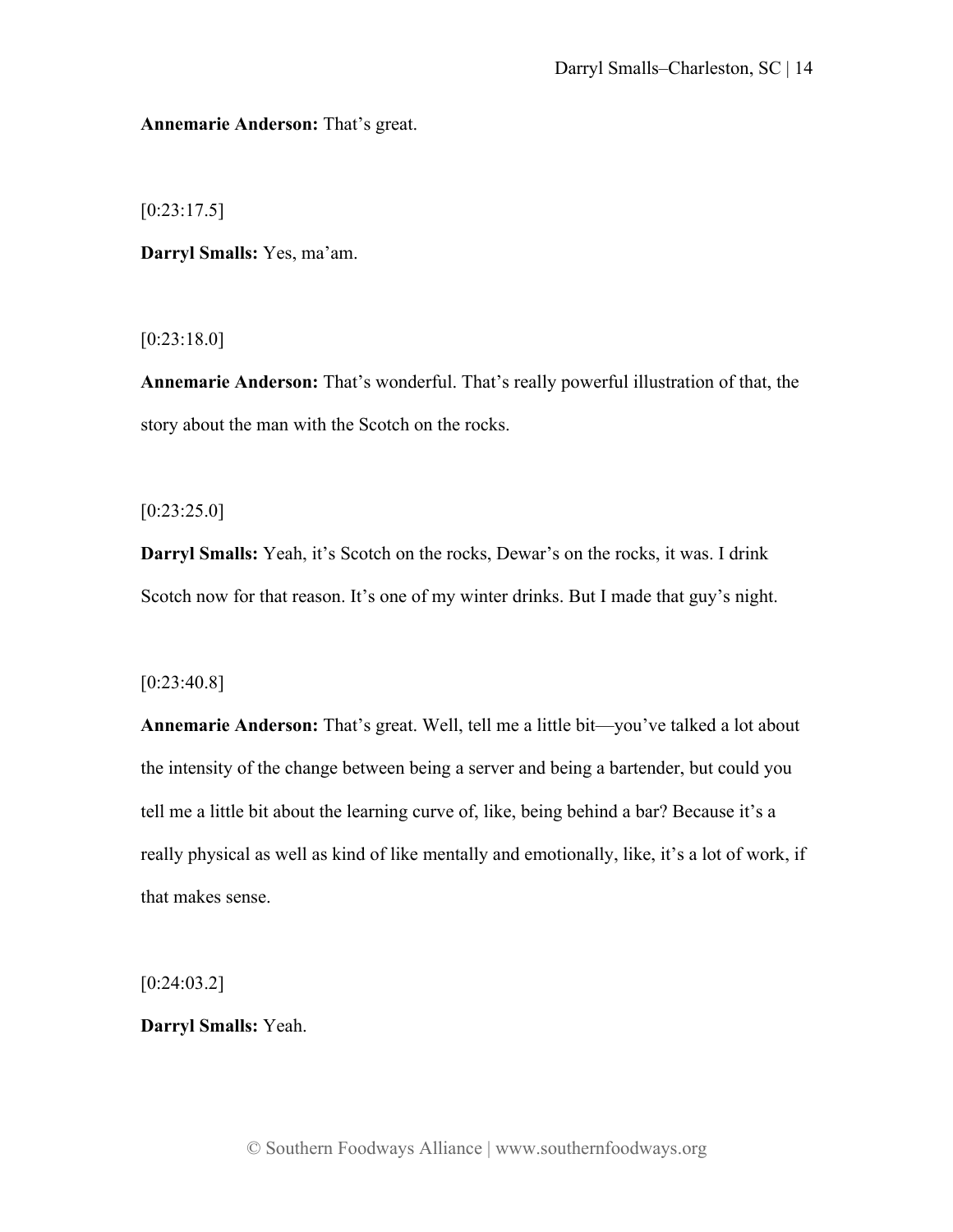**Annemarie Anderson:** That's great.

[0:23:17.5]

**Darryl Smalls:** Yes, ma'am.

[0:23:18.0]

**Annemarie Anderson:** That's wonderful. That's really powerful illustration of that, the story about the man with the Scotch on the rocks.

[0:23:25.0]

**Darryl Smalls:** Yeah, it's Scotch on the rocks, Dewar's on the rocks, it was. I drink Scotch now for that reason. It's one of my winter drinks. But I made that guy's night.

[0:23:40.8]

**Annemarie Anderson:** That's great. Well, tell me a little bit—you've talked a lot about the intensity of the change between being a server and being a bartender, but could you tell me a little bit about the learning curve of, like, being behind a bar? Because it's a really physical as well as kind of like mentally and emotionally, like, it's a lot of work, if that makes sense.

[0:24:03.2]

**Darryl Smalls:** Yeah.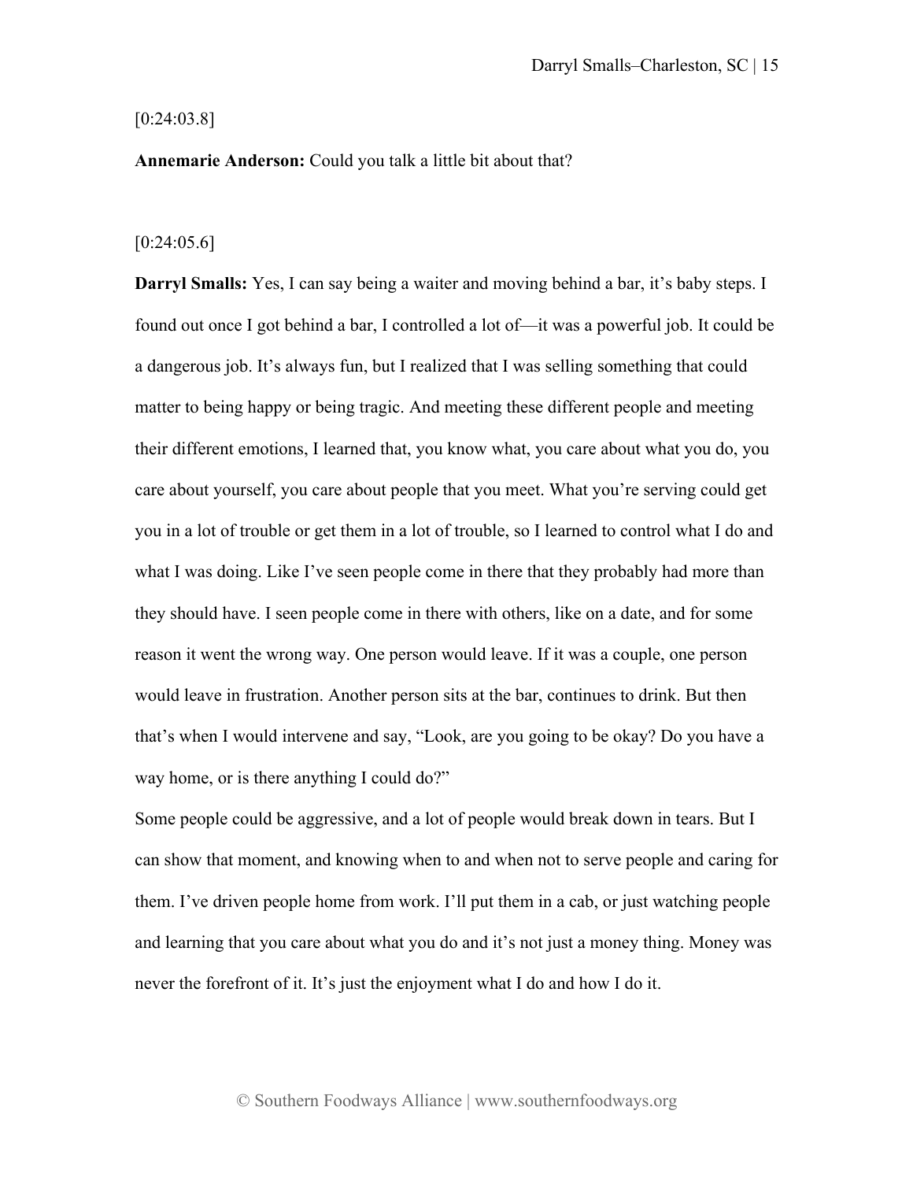[0:24:03.8]

**Annemarie Anderson:** Could you talk a little bit about that?

[0:24:05.6]

**Darryl Smalls:** Yes, I can say being a waiter and moving behind a bar, it's baby steps. I found out once I got behind a bar, I controlled a lot of—it was a powerful job. It could be a dangerous job. It's always fun, but I realized that I was selling something that could matter to being happy or being tragic. And meeting these different people and meeting their different emotions, I learned that, you know what, you care about what you do, you care about yourself, you care about people that you meet. What you're serving could get you in a lot of trouble or get them in a lot of trouble, so I learned to control what I do and what I was doing. Like I've seen people come in there that they probably had more than they should have. I seen people come in there with others, like on a date, and for some reason it went the wrong way. One person would leave. If it was a couple, one person would leave in frustration. Another person sits at the bar, continues to drink. But then that's when I would intervene and say, "Look, are you going to be okay? Do you have a way home, or is there anything I could do?"

Some people could be aggressive, and a lot of people would break down in tears. But I can show that moment, and knowing when to and when not to serve people and caring for them. I've driven people home from work. I'll put them in a cab, or just watching people and learning that you care about what you do and it's not just a money thing. Money was never the forefront of it. It's just the enjoyment what I do and how I do it.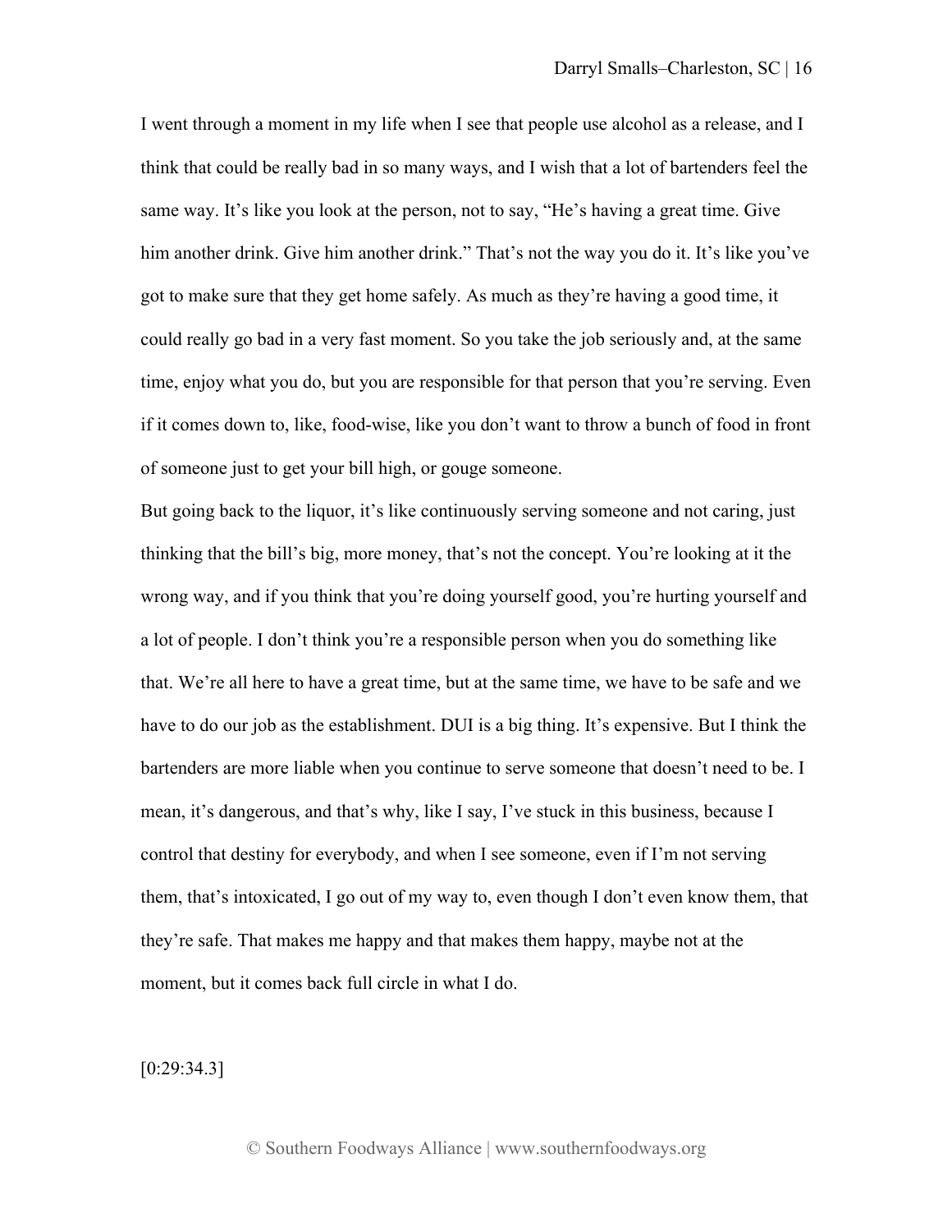I went through a moment in my life when I see that people use alcohol as a release, and I think that could be really bad in so many ways, and I wish that a lot of bartenders feel the same way. It's like you look at the person, not to say, "He's having a great time. Give him another drink. Give him another drink." That's not the way you do it. It's like you've got to make sure that they get home safely. As much as they're having a good time, it could really go bad in a very fast moment. So you take the job seriously and, at the same time, enjoy what you do, but you are responsible for that person that you're serving. Even if it comes down to, like, food-wise, like you don't want to throw a bunch of food in front of someone just to get your bill high, or gouge someone.

But going back to the liquor, it's like continuously serving someone and not caring, just thinking that the bill's big, more money, that's not the concept. You're looking at it the wrong way, and if you think that you're doing yourself good, you're hurting yourself and a lot of people. I don't think you're a responsible person when you do something like that. We're all here to have a great time, but at the same time, we have to be safe and we have to do our job as the establishment. DUI is a big thing. It's expensive. But I think the bartenders are more liable when you continue to serve someone that doesn't need to be. I mean, it's dangerous, and that's why, like I say, I've stuck in this business, because I control that destiny for everybody, and when I see someone, even if I'm not serving them, that's intoxicated, I go out of my way to, even though I don't even know them, that they're safe. That makes me happy and that makes them happy, maybe not at the moment, but it comes back full circle in what I do.

[0:29:34.3]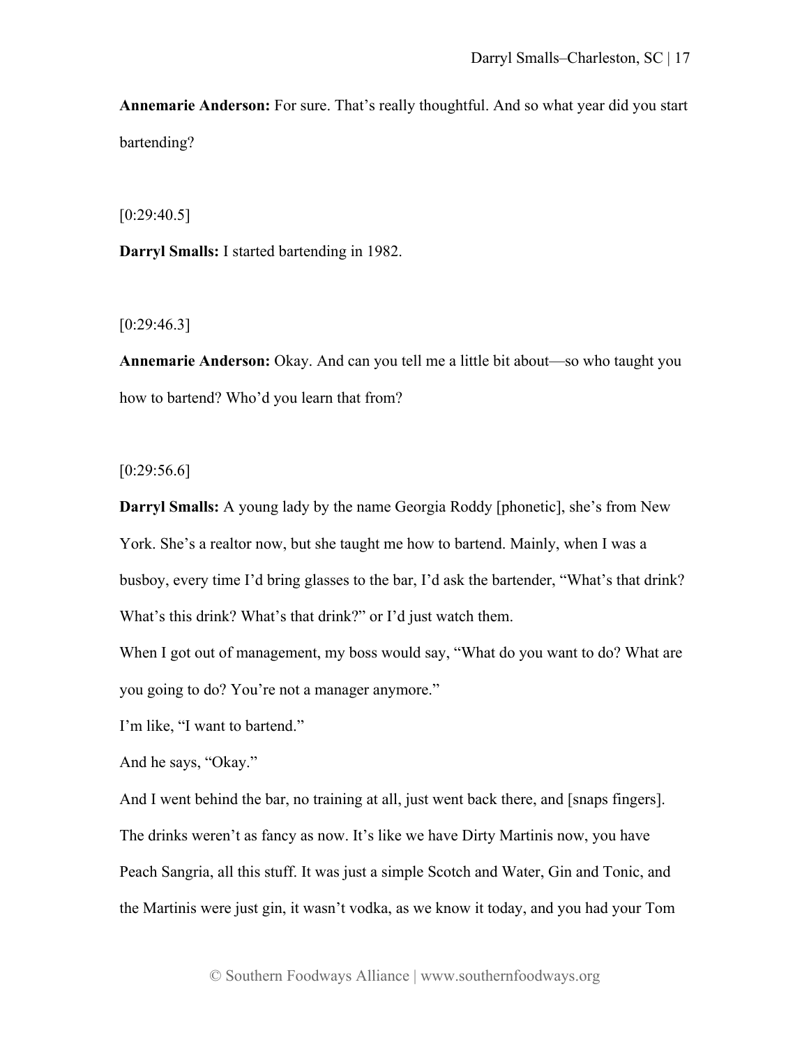**Annemarie Anderson:** For sure. That's really thoughtful. And so what year did you start bartending?

[0:29:40.5]

**Darryl Smalls:** I started bartending in 1982.

[0:29:46.3]

**Annemarie Anderson:** Okay. And can you tell me a little bit about—so who taught you how to bartend? Who'd you learn that from?

[0:29:56.6]

**Darryl Smalls:** A young lady by the name Georgia Roddy [phonetic], she's from New York. She's a realtor now, but she taught me how to bartend. Mainly, when I was a busboy, every time I'd bring glasses to the bar, I'd ask the bartender, "What's that drink? What's this drink? What's that drink?" or I'd just watch them.

When I got out of management, my boss would say, "What do you want to do? What are you going to do? You're not a manager anymore."

I'm like, "I want to bartend."

And he says, "Okay."

And I went behind the bar, no training at all, just went back there, and [snaps fingers]. The drinks weren't as fancy as now. It's like we have Dirty Martinis now, you have Peach Sangria, all this stuff. It was just a simple Scotch and Water, Gin and Tonic, and the Martinis were just gin, it wasn't vodka, as we know it today, and you had your Tom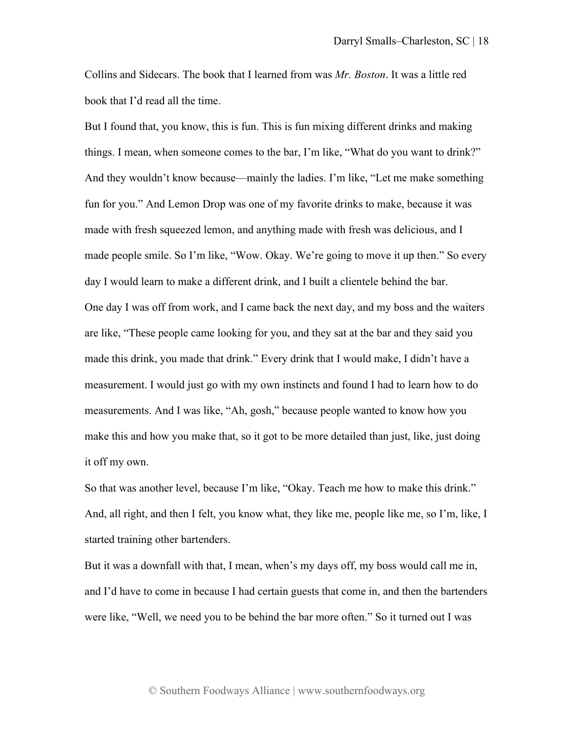Collins and Sidecars. The book that I learned from was *Mr. Boston*. It was a little red book that I'd read all the time.

But I found that, you know, this is fun. This is fun mixing different drinks and making things. I mean, when someone comes to the bar, I'm like, "What do you want to drink?" And they wouldn't know because—mainly the ladies. I'm like, "Let me make something fun for you." And Lemon Drop was one of my favorite drinks to make, because it was made with fresh squeezed lemon, and anything made with fresh was delicious, and I made people smile. So I'm like, "Wow. Okay. We're going to move it up then." So every day I would learn to make a different drink, and I built a clientele behind the bar.

One day I was off from work, and I came back the next day, and my boss and the waiters are like, "These people came looking for you, and they sat at the bar and they said you made this drink, you made that drink." Every drink that I would make, I didn't have a measurement. I would just go with my own instincts and found I had to learn how to do measurements. And I was like, "Ah, gosh," because people wanted to know how you make this and how you make that, so it got to be more detailed than just, like, just doing it off my own.

So that was another level, because I'm like, "Okay. Teach me how to make this drink." And, all right, and then I felt, you know what, they like me, people like me, so I'm, like, I started training other bartenders.

But it was a downfall with that, I mean, when's my days off, my boss would call me in, and I'd have to come in because I had certain guests that come in, and then the bartenders were like, "Well, we need you to be behind the bar more often." So it turned out I was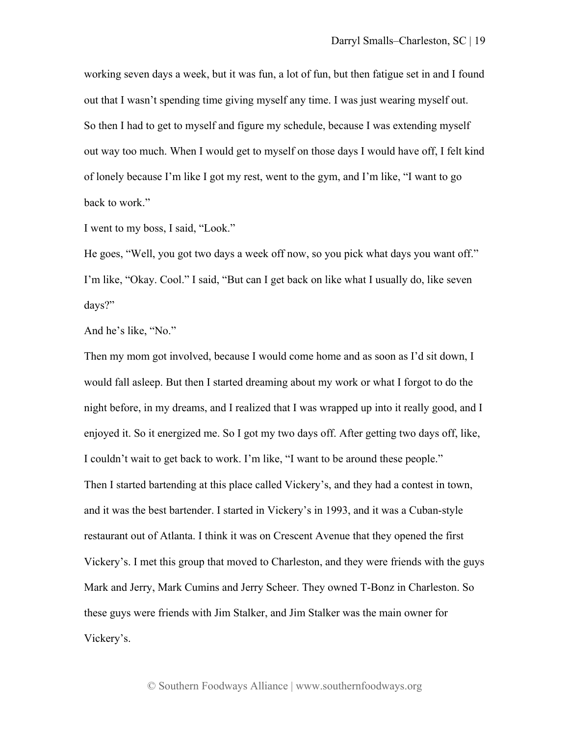working seven days a week, but it was fun, a lot of fun, but then fatigue set in and I found out that I wasn't spending time giving myself any time. I was just wearing myself out. So then I had to get to myself and figure my schedule, because I was extending myself out way too much. When I would get to myself on those days I would have off, I felt kind of lonely because I'm like I got my rest, went to the gym, and I'm like, "I want to go back to work."

I went to my boss, I said, "Look."

He goes, "Well, you got two days a week off now, so you pick what days you want off."

I'm like, "Okay. Cool." I said, "But can I get back on like what I usually do, like seven days?"

And he's like, "No."

Then my mom got involved, because I would come home and as soon as I'd sit down, I would fall asleep. But then I started dreaming about my work or what I forgot to do the night before, in my dreams, and I realized that I was wrapped up into it really good, and I enjoyed it. So it energized me. So I got my two days off. After getting two days off, like, I couldn't wait to get back to work. I'm like, "I want to be around these people."

Then I started bartending at this place called Vickery's, and they had a contest in town, and it was the best bartender. I started in Vickery's in 1993, and it was a Cuban-style restaurant out of Atlanta. I think it was on Crescent Avenue that they opened the first Vickery's. I met this group that moved to Charleston, and they were friends with the guys Mark and Jerry, Mark Cumins and Jerry Scheer. They owned T-Bonz in Charleston. So these guys were friends with Jim Stalker, and Jim Stalker was the main owner for Vickery's.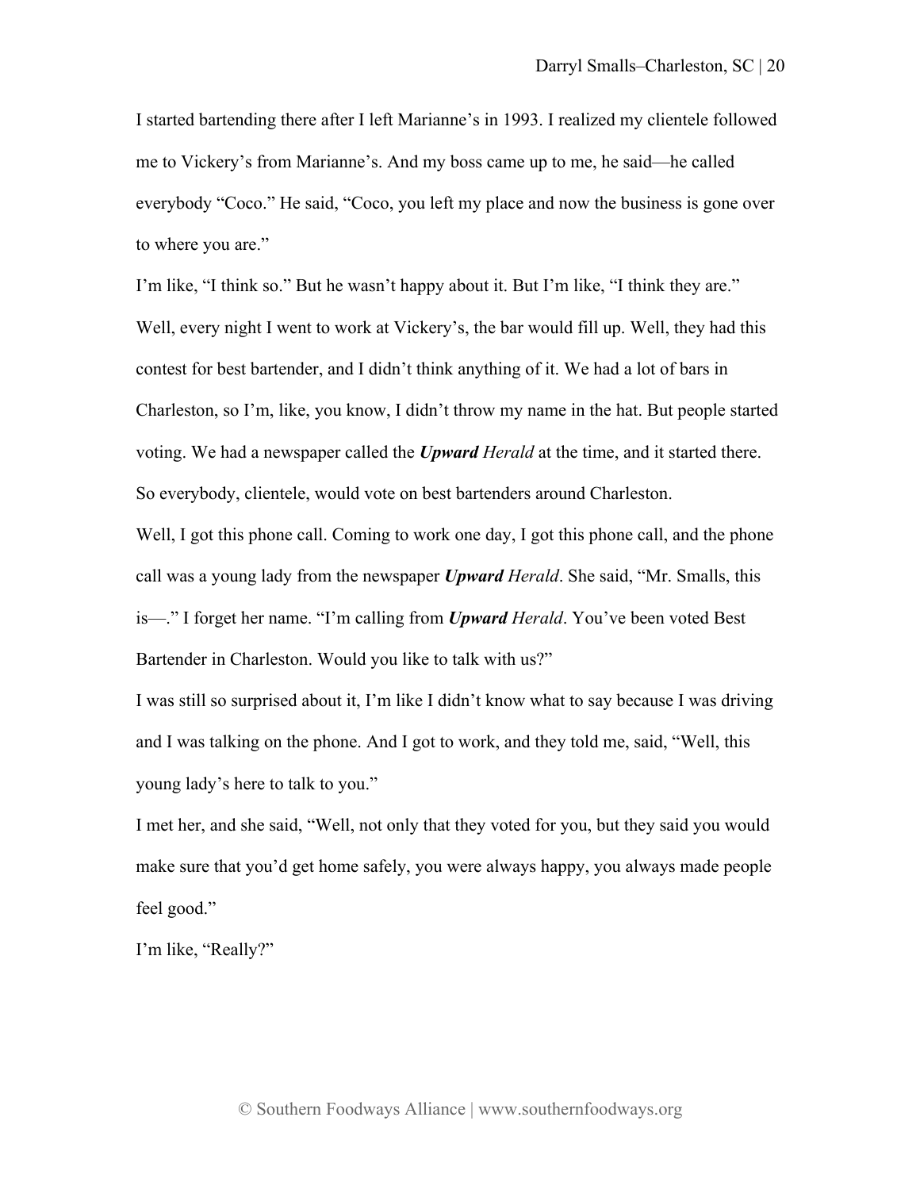I started bartending there after I left Marianne's in 1993. I realized my clientele followed me to Vickery's from Marianne's. And my boss came up to me, he said—he called everybody "Coco." He said, "Coco, you left my place and now the business is gone over to where you are."

I'm like, "I think so." But he wasn't happy about it. But I'm like, "I think they are."

Well, every night I went to work at Vickery's, the bar would fill up. Well, they had this contest for best bartender, and I didn't think anything of it. We had a lot of bars in Charleston, so I'm, like, you know, I didn't throw my name in the hat. But people started voting. We had a newspaper called the ***Upward*** *Herald* at the time, and it started there. So everybody, clientele, would vote on best bartenders around Charleston.

Well, I got this phone call. Coming to work one day, I got this phone call, and the phone call was a young lady from the newspaper ***Upward*** *Herald*. She said, "Mr. Smalls, this is—." I forget her name. "I'm calling from ***Upward*** *Herald*. You've been voted Best Bartender in Charleston. Would you like to talk with us?"

I was still so surprised about it, I'm like I didn't know what to say because I was driving and I was talking on the phone. And I got to work, and they told me, said, "Well, this young lady's here to talk to you."

I met her, and she said, "Well, not only that they voted for you, but they said you would make sure that you'd get home safely, you were always happy, you always made people feel good."

I'm like, "Really?"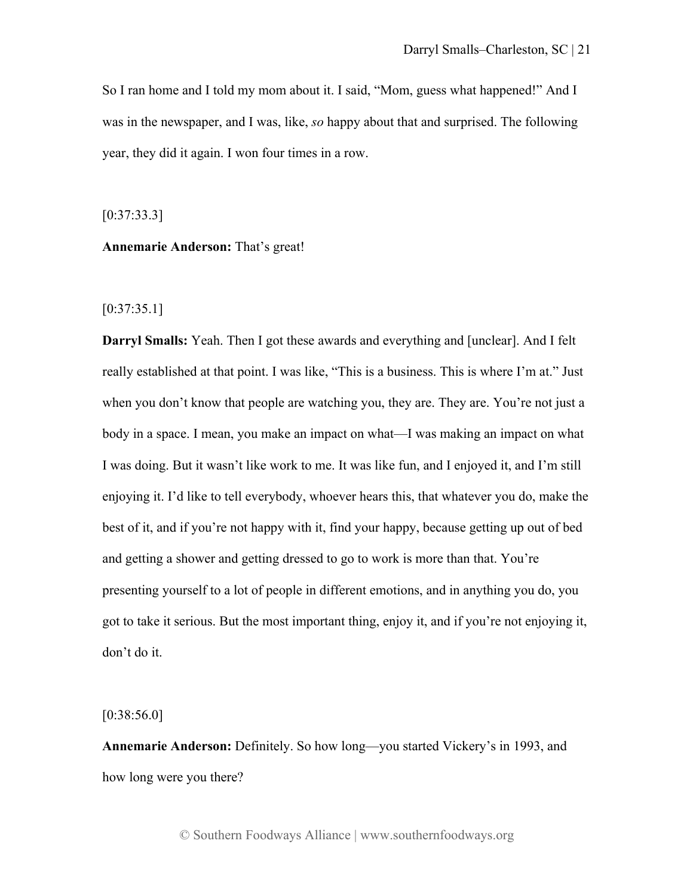So I ran home and I told my mom about it. I said, "Mom, guess what happened!" And I was in the newspaper, and I was, like, *so* happy about that and surprised. The following year, they did it again. I won four times in a row.

[0:37:33.3]

**Annemarie Anderson:** That's great!

[0:37:35.1]

**Darryl Smalls:** Yeah. Then I got these awards and everything and [unclear]. And I felt really established at that point. I was like, "This is a business. This is where I'm at." Just when you don't know that people are watching you, they are. They are. You're not just a body in a space. I mean, you make an impact on what—I was making an impact on what I was doing. But it wasn't like work to me. It was like fun, and I enjoyed it, and I'm still enjoying it. I'd like to tell everybody, whoever hears this, that whatever you do, make the best of it, and if you're not happy with it, find your happy, because getting up out of bed and getting a shower and getting dressed to go to work is more than that. You're presenting yourself to a lot of people in different emotions, and in anything you do, you got to take it serious. But the most important thing, enjoy it, and if you're not enjoying it, don't do it.

[0:38:56.0]

**Annemarie Anderson:** Definitely. So how long—you started Vickery's in 1993, and how long were you there?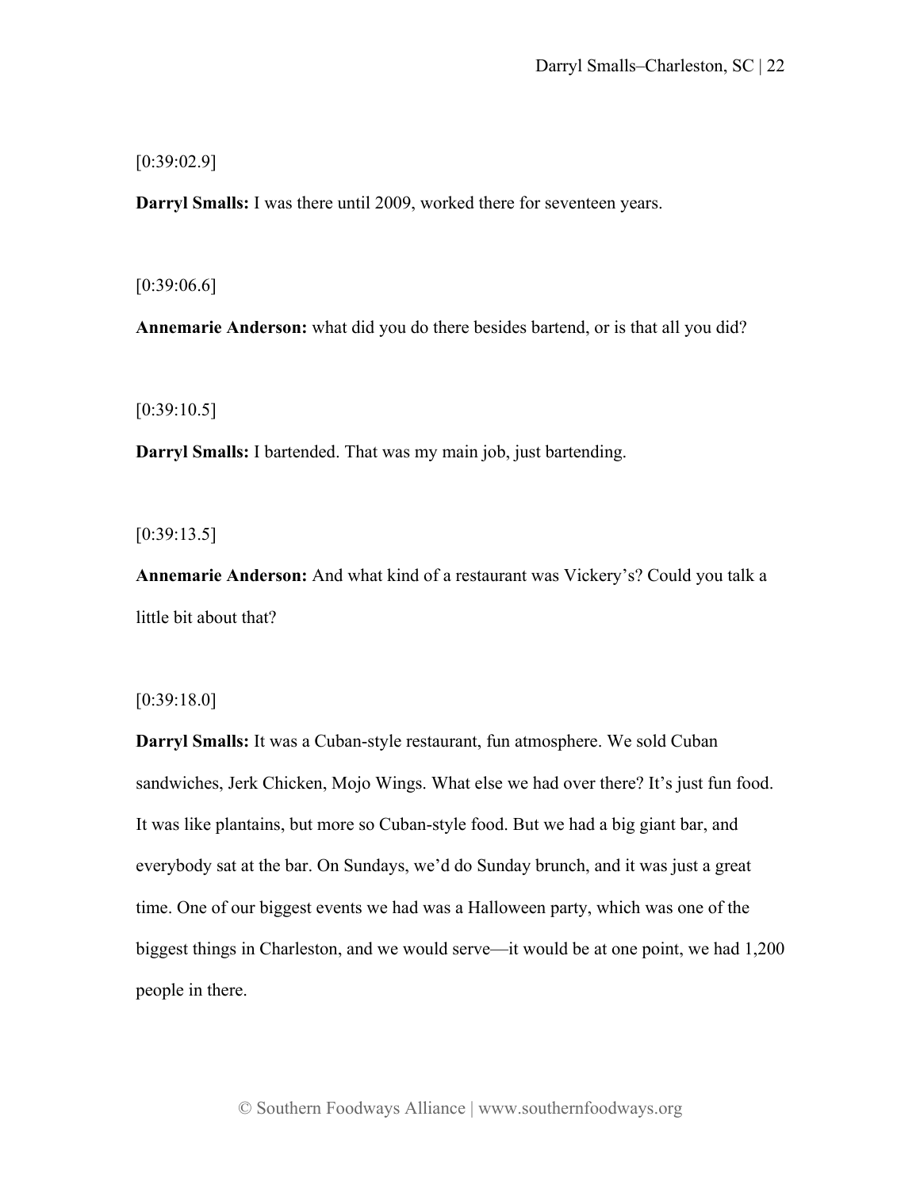[0:39:02.9]

**Darryl Smalls:** I was there until 2009, worked there for seventeen years.

[0:39:06.6]

**Annemarie Anderson:** what did you do there besides bartend, or is that all you did?

[0:39:10.5]

**Darryl Smalls:** I bartended. That was my main job, just bartending.

[0:39:13.5]

**Annemarie Anderson:** And what kind of a restaurant was Vickery's? Could you talk a little bit about that?

[0:39:18.0]

**Darryl Smalls:** It was a Cuban-style restaurant, fun atmosphere. We sold Cuban sandwiches, Jerk Chicken, Mojo Wings. What else we had over there? It's just fun food. It was like plantains, but more so Cuban-style food. But we had a big giant bar, and everybody sat at the bar. On Sundays, we'd do Sunday brunch, and it was just a great time. One of our biggest events we had was a Halloween party, which was one of the biggest things in Charleston, and we would serve—it would be at one point, we had 1,200 people in there.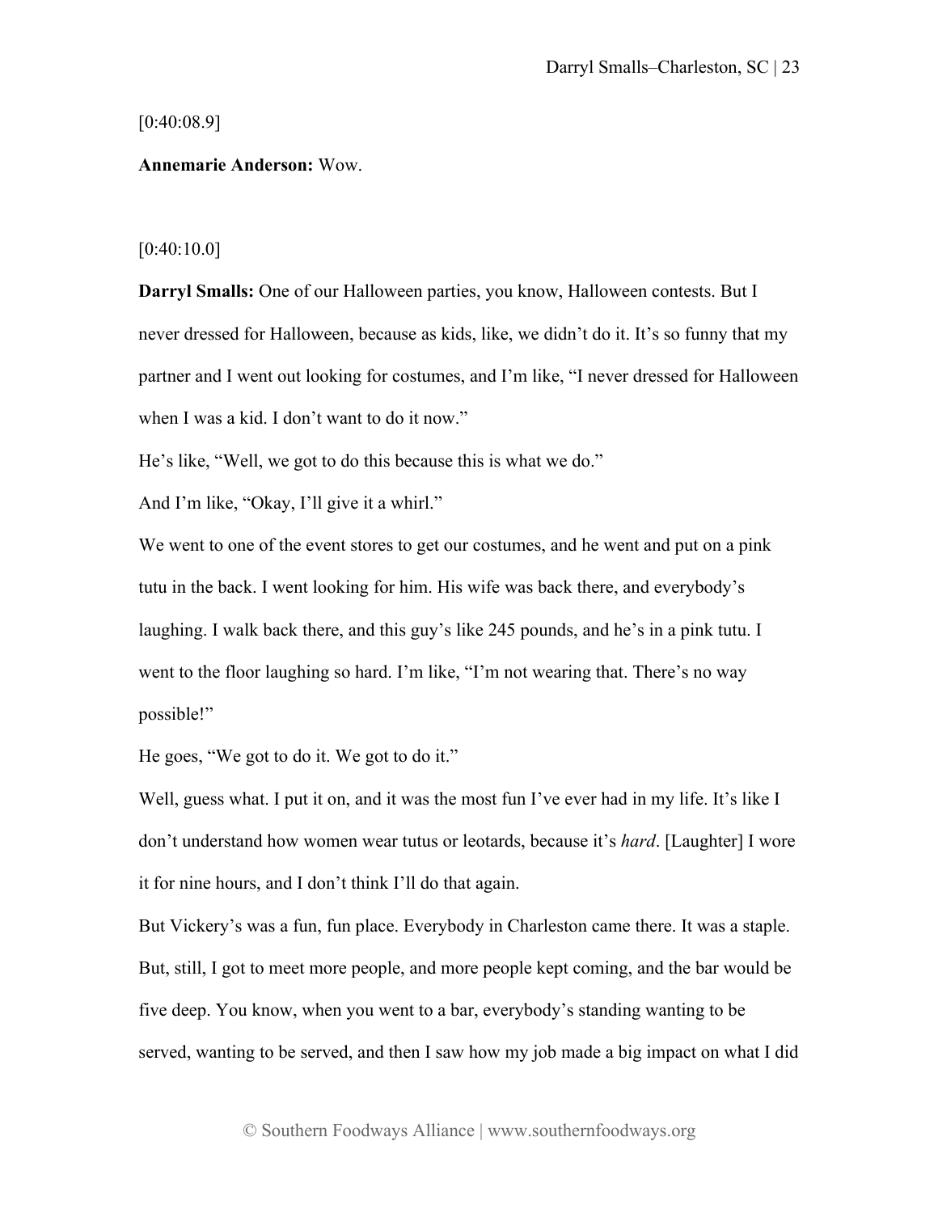[0:40:08.9]

**Annemarie Anderson:** Wow.

[0:40:10.0]

**Darryl Smalls:** One of our Halloween parties, you know, Halloween contests. But I never dressed for Halloween, because as kids, like, we didn't do it. It's so funny that my partner and I went out looking for costumes, and I'm like, "I never dressed for Halloween when I was a kid. I don't want to do it now."

He's like, "Well, we got to do this because this is what we do."

And I'm like, "Okay, I'll give it a whirl."

We went to one of the event stores to get our costumes, and he went and put on a pink tutu in the back. I went looking for him. His wife was back there, and everybody's laughing. I walk back there, and this guy's like 245 pounds, and he's in a pink tutu. I went to the floor laughing so hard. I'm like, "I'm not wearing that. There's no way possible!"

He goes, "We got to do it. We got to do it."

Well, guess what. I put it on, and it was the most fun I've ever had in my life. It's like I don't understand how women wear tutus or leotards, because it's *hard*. [Laughter] I wore it for nine hours, and I don't think I'll do that again.

But Vickery's was a fun, fun place. Everybody in Charleston came there. It was a staple. But, still, I got to meet more people, and more people kept coming, and the bar would be five deep. You know, when you went to a bar, everybody's standing wanting to be served, wanting to be served, and then I saw how my job made a big impact on what I did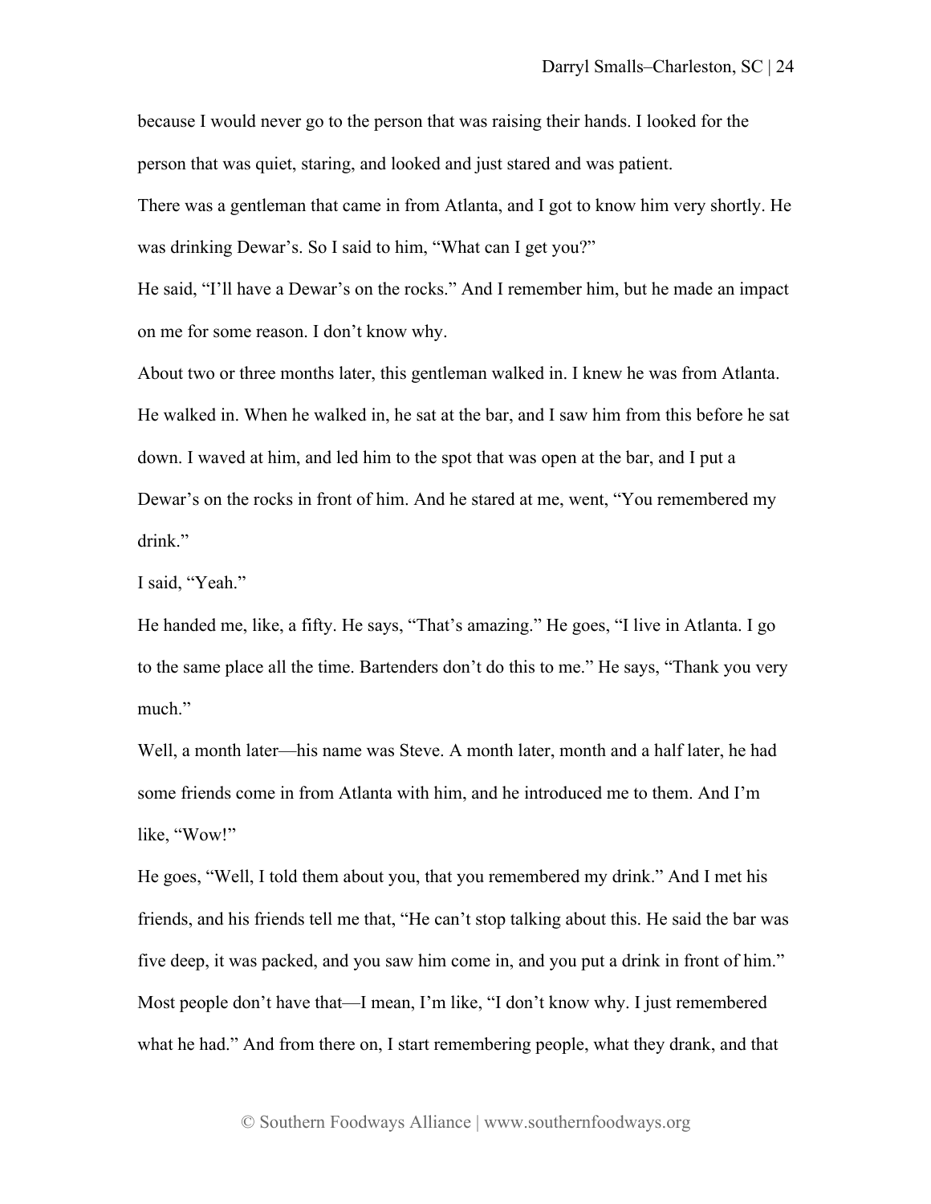because I would never go to the person that was raising their hands. I looked for the person that was quiet, staring, and looked and just stared and was patient.

There was a gentleman that came in from Atlanta, and I got to know him very shortly. He was drinking Dewar's. So I said to him, "What can I get you?"

He said, "I'll have a Dewar's on the rocks." And I remember him, but he made an impact on me for some reason. I don't know why.

About two or three months later, this gentleman walked in. I knew he was from Atlanta. He walked in. When he walked in, he sat at the bar, and I saw him from this before he sat down. I waved at him, and led him to the spot that was open at the bar, and I put a Dewar's on the rocks in front of him. And he stared at me, went, "You remembered my drink."

I said, "Yeah."

He handed me, like, a fifty. He says, "That's amazing." He goes, "I live in Atlanta. I go to the same place all the time. Bartenders don't do this to me." He says, "Thank you very much."

Well, a month later—his name was Steve. A month later, month and a half later, he had some friends come in from Atlanta with him, and he introduced me to them. And I'm like, "Wow!"

He goes, "Well, I told them about you, that you remembered my drink." And I met his friends, and his friends tell me that, "He can't stop talking about this. He said the bar was five deep, it was packed, and you saw him come in, and you put a drink in front of him." Most people don't have that—I mean, I'm like, "I don't know why. I just remembered what he had." And from there on, I start remembering people, what they drank, and that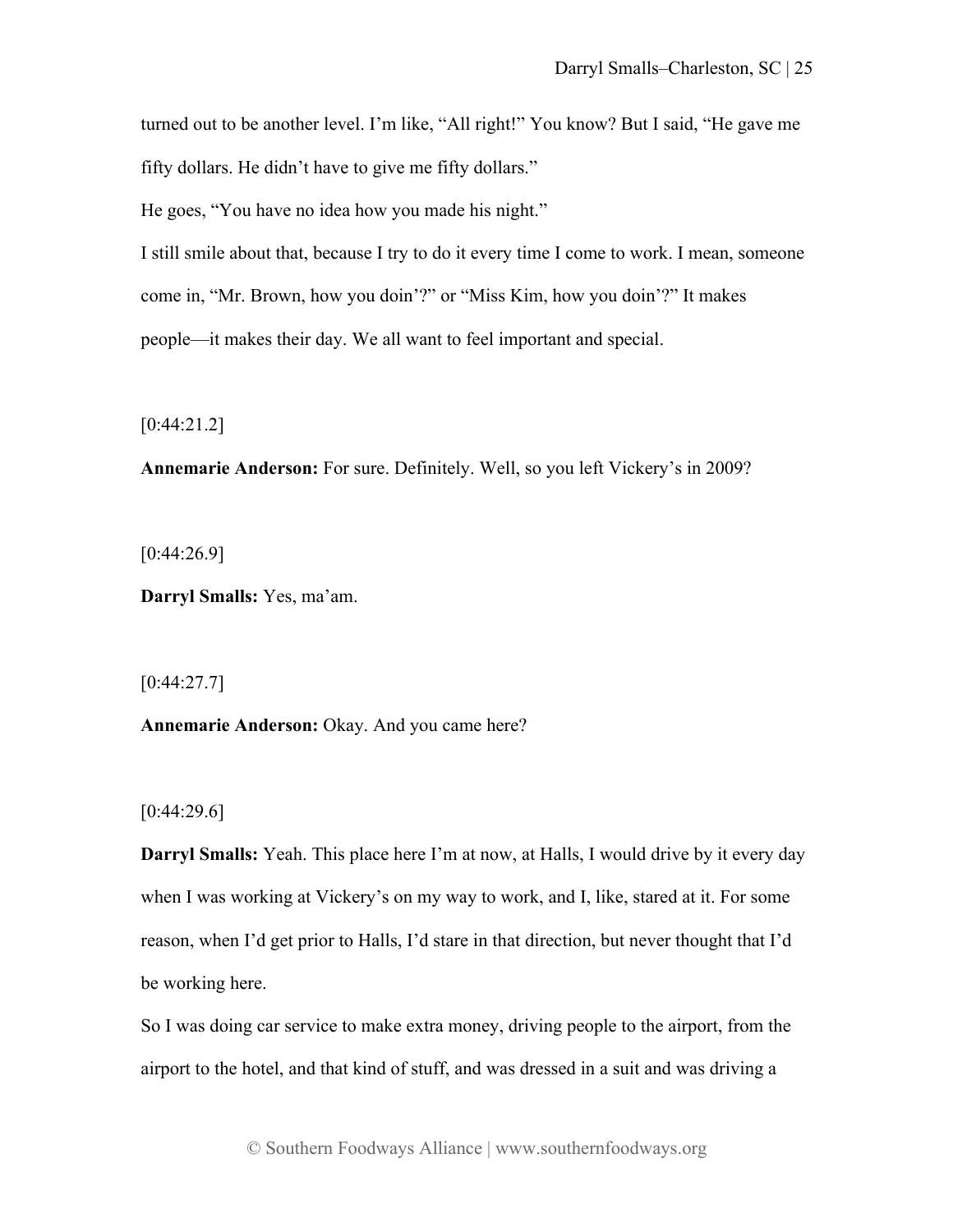turned out to be another level. I'm like, "All right!" You know? But I said, "He gave me fifty dollars. He didn't have to give me fifty dollars."

He goes, "You have no idea how you made his night."

I still smile about that, because I try to do it every time I come to work. I mean, someone come in, "Mr. Brown, how you doin'?" or "Miss Kim, how you doin'?" It makes people—it makes their day. We all want to feel important and special.

[0:44:21.2]

**Annemarie Anderson:** For sure. Definitely. Well, so you left Vickery's in 2009?

[0:44:26.9]

**Darryl Smalls:** Yes, ma'am.

[0:44:27.7]

**Annemarie Anderson:** Okay. And you came here?

[0:44:29.6]

**Darryl Smalls:** Yeah. This place here I'm at now, at Halls, I would drive by it every day when I was working at Vickery's on my way to work, and I, like, stared at it. For some reason, when I'd get prior to Halls, I'd stare in that direction, but never thought that I'd be working here.

So I was doing car service to make extra money, driving people to the airport, from the airport to the hotel, and that kind of stuff, and was dressed in a suit and was driving a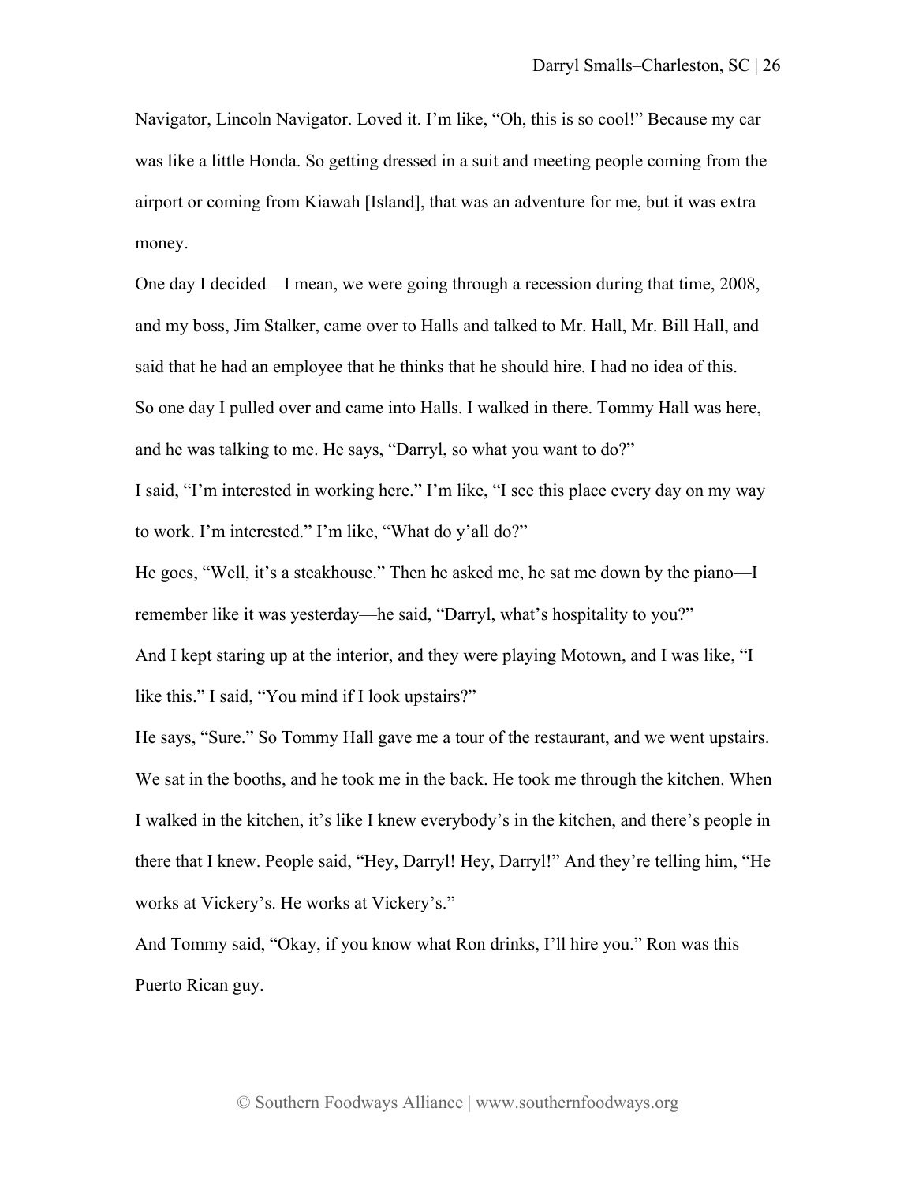Navigator, Lincoln Navigator. Loved it. I'm like, "Oh, this is so cool!" Because my car was like a little Honda. So getting dressed in a suit and meeting people coming from the airport or coming from Kiawah [Island], that was an adventure for me, but it was extra money.

One day I decided—I mean, we were going through a recession during that time, 2008, and my boss, Jim Stalker, came over to Halls and talked to Mr. Hall, Mr. Bill Hall, and said that he had an employee that he thinks that he should hire. I had no idea of this. So one day I pulled over and came into Halls. I walked in there. Tommy Hall was here, and he was talking to me. He says, "Darryl, so what you want to do?"

I said, "I'm interested in working here." I'm like, "I see this place every day on my way to work. I'm interested." I'm like, "What do y'all do?"

He goes, "Well, it's a steakhouse." Then he asked me, he sat me down by the piano—I remember like it was yesterday—he said, "Darryl, what's hospitality to you?"

And I kept staring up at the interior, and they were playing Motown, and I was like, "I like this." I said, "You mind if I look upstairs?"

He says, "Sure." So Tommy Hall gave me a tour of the restaurant, and we went upstairs. We sat in the booths, and he took me in the back. He took me through the kitchen. When I walked in the kitchen, it's like I knew everybody's in the kitchen, and there's people in there that I knew. People said, "Hey, Darryl! Hey, Darryl!" And they're telling him, "He works at Vickery's. He works at Vickery's."

And Tommy said, "Okay, if you know what Ron drinks, I'll hire you." Ron was this Puerto Rican guy.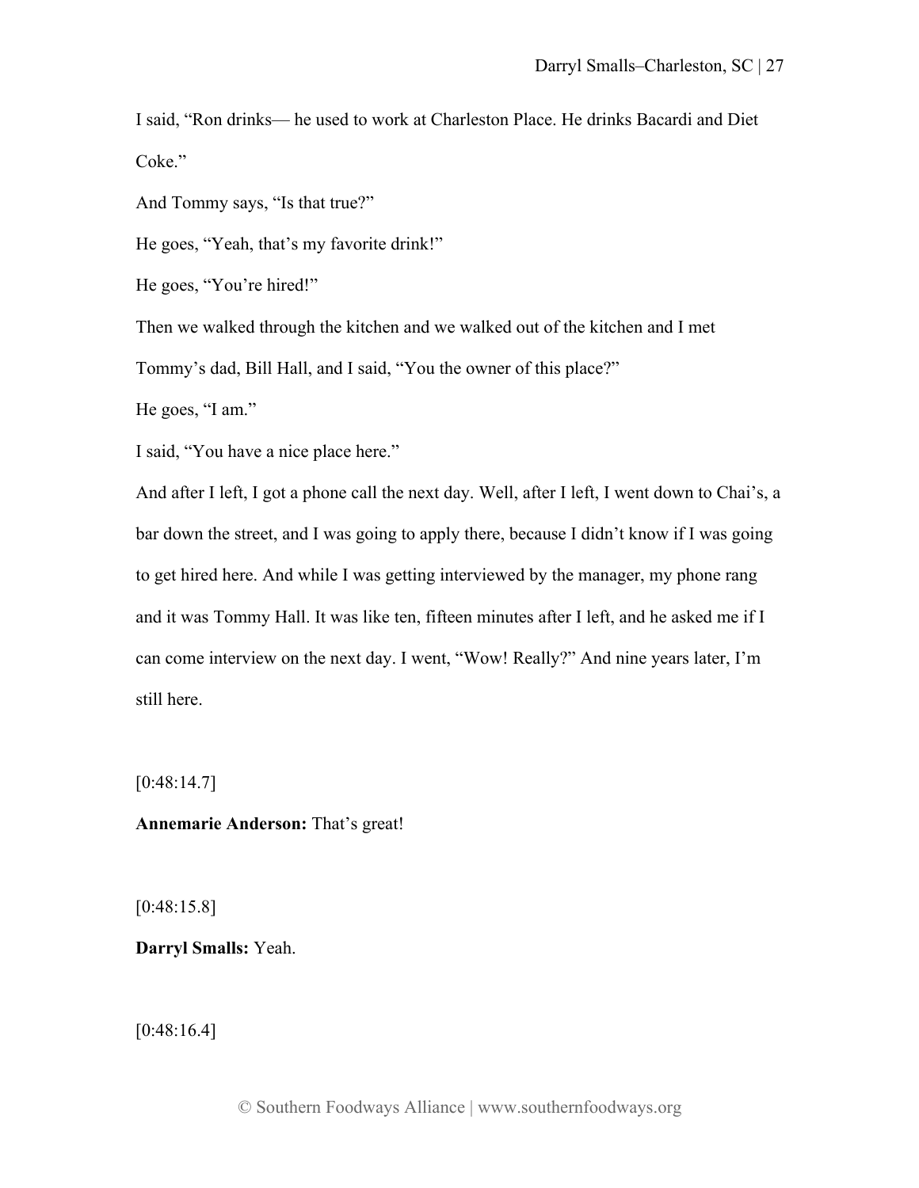I said, "Ron drinks— he used to work at Charleston Place. He drinks Bacardi and Diet Coke."

And Tommy says, "Is that true?"

He goes, "Yeah, that's my favorite drink!"

He goes, "You're hired!"

Then we walked through the kitchen and we walked out of the kitchen and I met Tommy's dad, Bill Hall, and I said, "You the owner of this place?"

He goes, "I am."

I said, "You have a nice place here."

And after I left, I got a phone call the next day. Well, after I left, I went down to Chai's, a bar down the street, and I was going to apply there, because I didn't know if I was going to get hired here. And while I was getting interviewed by the manager, my phone rang and it was Tommy Hall. It was like ten, fifteen minutes after I left, and he asked me if I can come interview on the next day. I went, "Wow! Really?" And nine years later, I'm still here.

[0:48:14.7]

**Annemarie Anderson:** That's great!

[0:48:15.8]

**Darryl Smalls:** Yeah.

[0:48:16.4]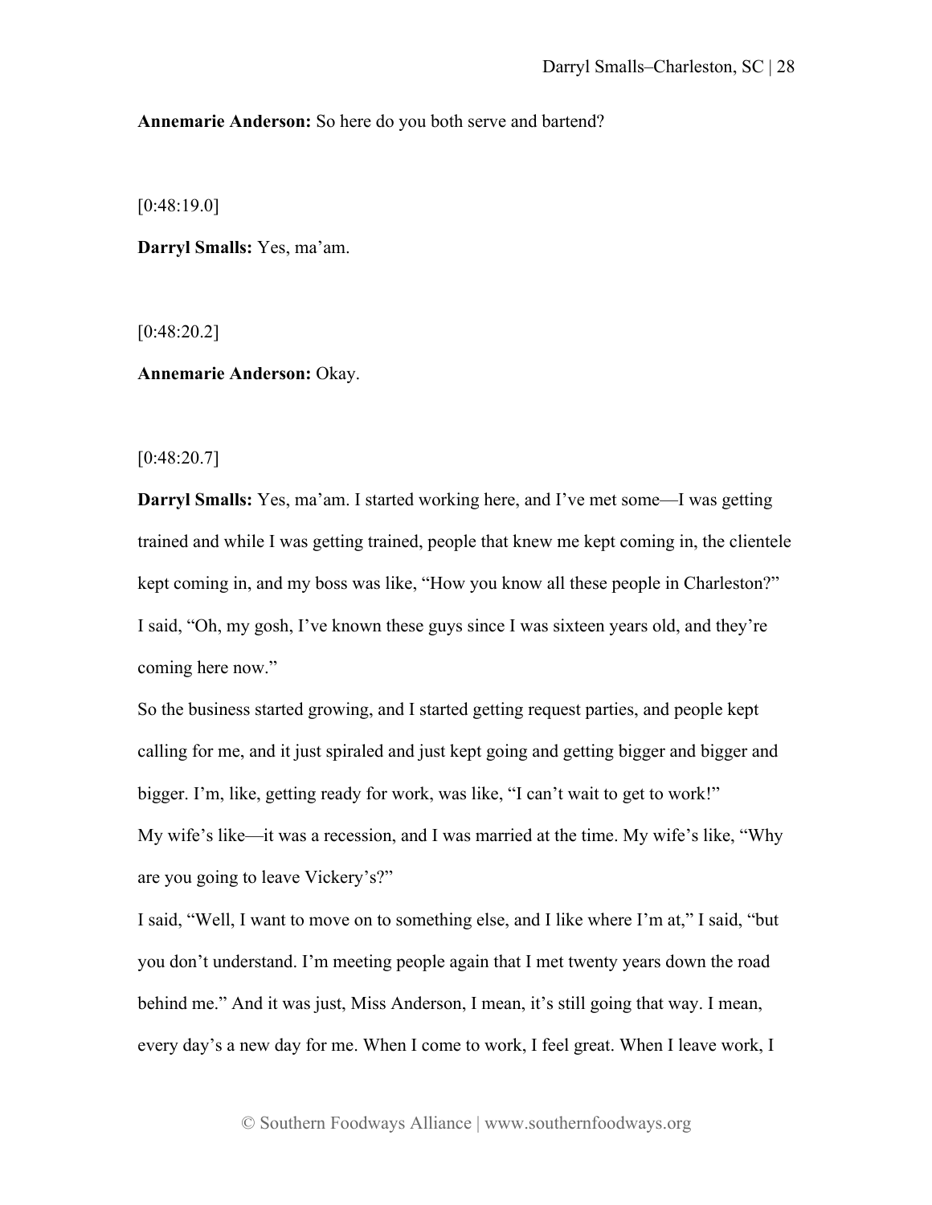**Annemarie Anderson:** So here do you both serve and bartend?

[0:48:19.0]

**Darryl Smalls:** Yes, ma'am.

[0:48:20.2]

**Annemarie Anderson:** Okay.

[0:48:20.7]

**Darryl Smalls:** Yes, ma'am. I started working here, and I've met some—I was getting trained and while I was getting trained, people that knew me kept coming in, the clientele kept coming in, and my boss was like, "How you know all these people in Charleston?" I said, "Oh, my gosh, I've known these guys since I was sixteen years old, and they're coming here now."

So the business started growing, and I started getting request parties, and people kept calling for me, and it just spiraled and just kept going and getting bigger and bigger and bigger. I'm, like, getting ready for work, was like, "I can't wait to get to work!"

My wife's like—it was a recession, and I was married at the time. My wife's like, "Why are you going to leave Vickery's?"

I said, "Well, I want to move on to something else, and I like where I'm at," I said, "but you don't understand. I'm meeting people again that I met twenty years down the road behind me." And it was just, Miss Anderson, I mean, it's still going that way. I mean, every day's a new day for me. When I come to work, I feel great. When I leave work, I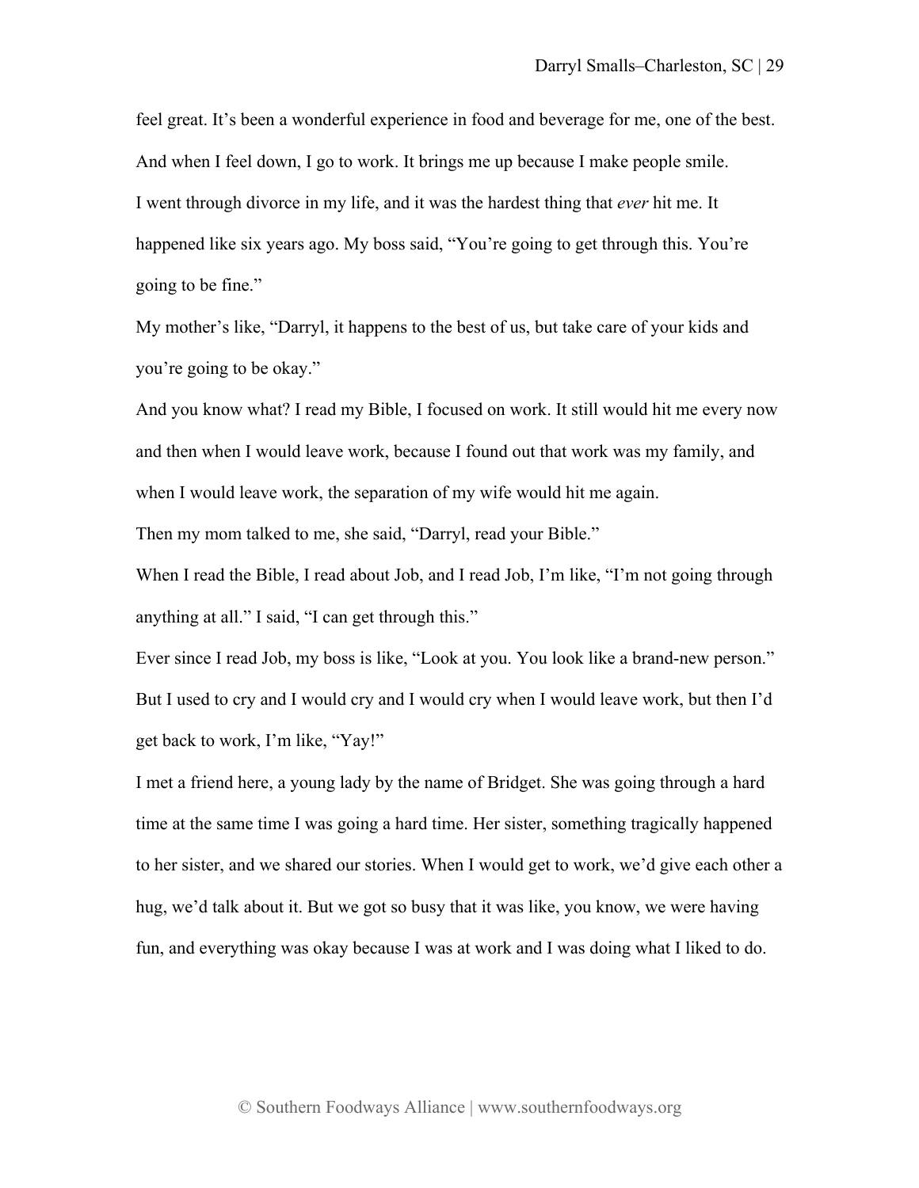feel great. It's been a wonderful experience in food and beverage for me, one of the best. And when I feel down, I go to work. It brings me up because I make people smile.

I went through divorce in my life, and it was the hardest thing that *ever* hit me. It happened like six years ago. My boss said, "You're going to get through this. You're going to be fine."

My mother's like, "Darryl, it happens to the best of us, but take care of your kids and you're going to be okay."

And you know what? I read my Bible, I focused on work. It still would hit me every now and then when I would leave work, because I found out that work was my family, and when I would leave work, the separation of my wife would hit me again.

Then my mom talked to me, she said, "Darryl, read your Bible."

When I read the Bible, I read about Job, and I read Job, I'm like, "I'm not going through anything at all." I said, "I can get through this."

Ever since I read Job, my boss is like, "Look at you. You look like a brand-new person." But I used to cry and I would cry and I would cry when I would leave work, but then I'd get back to work, I'm like, "Yay!"

I met a friend here, a young lady by the name of Bridget. She was going through a hard time at the same time I was going a hard time. Her sister, something tragically happened to her sister, and we shared our stories. When I would get to work, we'd give each other a hug, we'd talk about it. But we got so busy that it was like, you know, we were having fun, and everything was okay because I was at work and I was doing what I liked to do.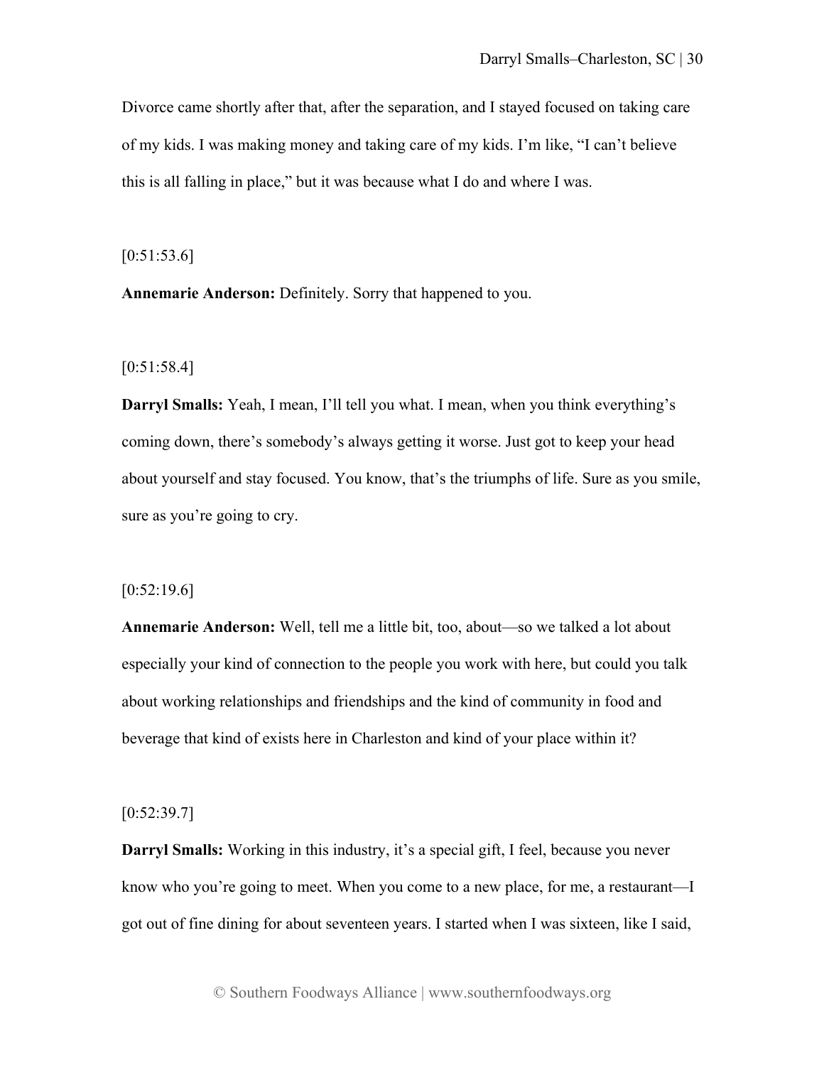Divorce came shortly after that, after the separation, and I stayed focused on taking care of my kids. I was making money and taking care of my kids. I'm like, "I can't believe this is all falling in place," but it was because what I do and where I was.

[0:51:53.6]

**Annemarie Anderson:** Definitely. Sorry that happened to you.

[0:51:58.4]

**Darryl Smalls:** Yeah, I mean, I'll tell you what. I mean, when you think everything's coming down, there's somebody's always getting it worse. Just got to keep your head about yourself and stay focused. You know, that's the triumphs of life. Sure as you smile, sure as you're going to cry.

[0:52:19.6]

**Annemarie Anderson:** Well, tell me a little bit, too, about—so we talked a lot about especially your kind of connection to the people you work with here, but could you talk about working relationships and friendships and the kind of community in food and beverage that kind of exists here in Charleston and kind of your place within it?

[0:52:39.7]

**Darryl Smalls:** Working in this industry, it's a special gift, I feel, because you never know who you're going to meet. When you come to a new place, for me, a restaurant—I got out of fine dining for about seventeen years. I started when I was sixteen, like I said,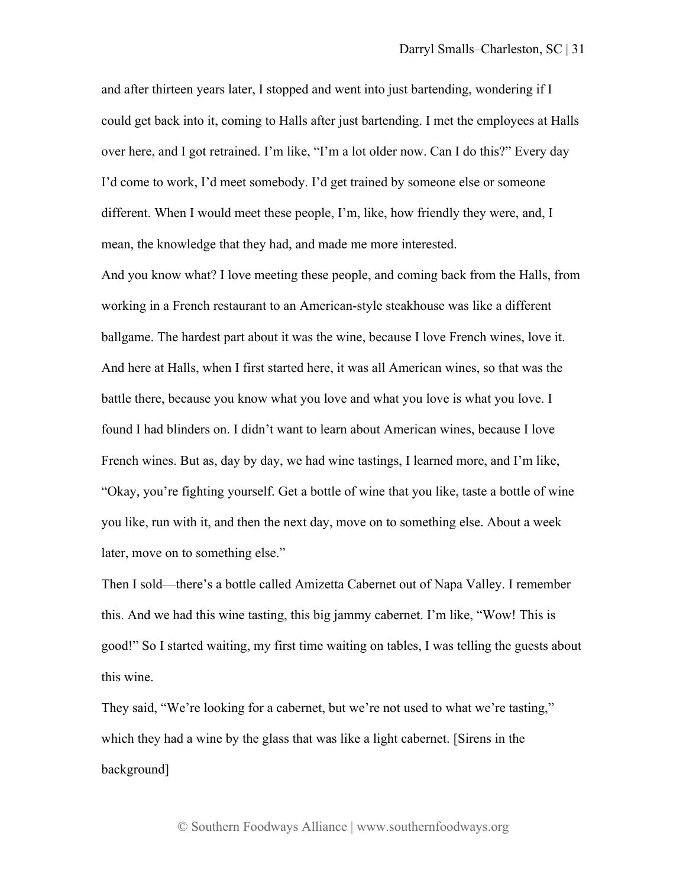and after thirteen years later, I stopped and went into just bartending, wondering if I could get back into it, coming to Halls after just bartending. I met the employees at Halls over here, and I got retrained. I'm like, "I'm a lot older now. Can I do this?" Every day I'd come to work, I'd meet somebody. I'd get trained by someone else or someone different. When I would meet these people, I'm, like, how friendly they were, and, I mean, the knowledge that they had, and made me more interested.

And you know what? I love meeting these people, and coming back from the Halls, from working in a French restaurant to an American-style steakhouse was like a different ballgame. The hardest part about it was the wine, because I love French wines, love it. And here at Halls, when I first started here, it was all American wines, so that was the battle there, because you know what you love and what you love is what you love. I found I had blinders on. I didn't want to learn about American wines, because I love French wines. But as, day by day, we had wine tastings, I learned more, and I'm like, "Okay, you're fighting yourself. Get a bottle of wine that you like, taste a bottle of wine you like, run with it, and then the next day, move on to something else. About a week later, move on to something else."

Then I sold—there's a bottle called Amizetta Cabernet out of Napa Valley. I remember this. And we had this wine tasting, this big jammy cabernet. I'm like, "Wow! This is good!" So I started waiting, my first time waiting on tables, I was telling the guests about this wine.

They said, "We're looking for a cabernet, but we're not used to what we're tasting," which they had a wine by the glass that was like a light cabernet. [Sirens in the background]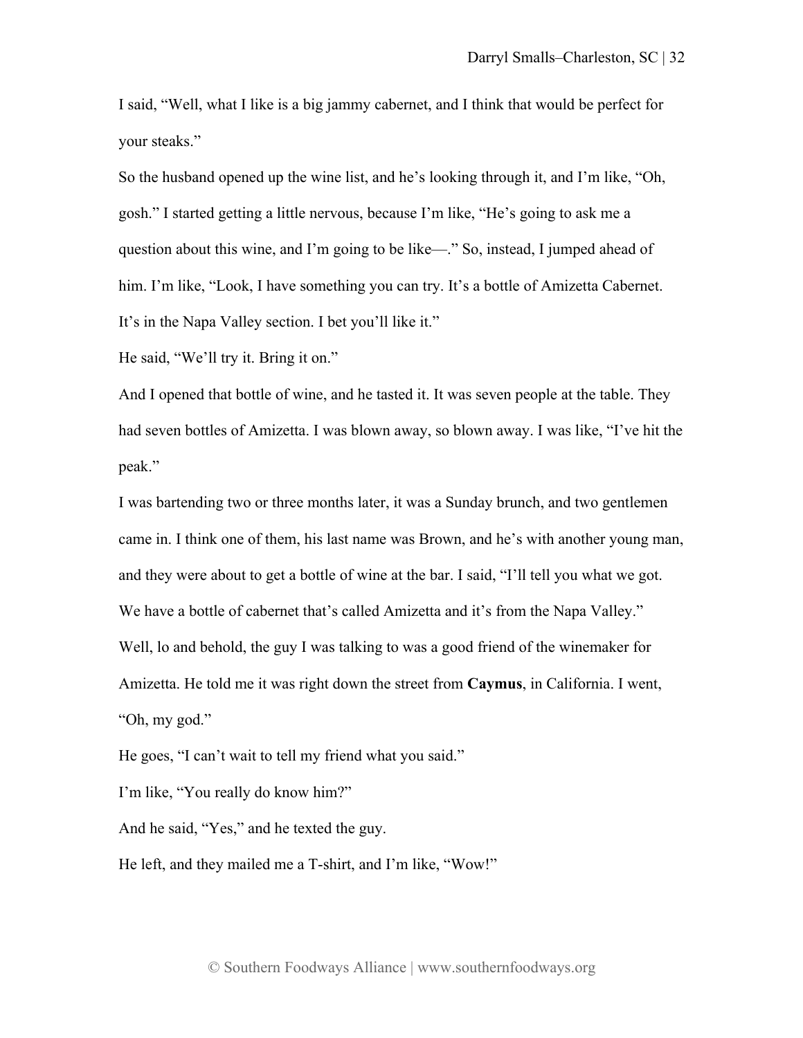I said, "Well, what I like is a big jammy cabernet, and I think that would be perfect for your steaks."

So the husband opened up the wine list, and he's looking through it, and I'm like, "Oh, gosh." I started getting a little nervous, because I'm like, "He's going to ask me a question about this wine, and I'm going to be like—." So, instead, I jumped ahead of him. I'm like, "Look, I have something you can try. It's a bottle of Amizetta Cabernet. It's in the Napa Valley section. I bet you'll like it."

He said, "We'll try it. Bring it on."

And I opened that bottle of wine, and he tasted it. It was seven people at the table. They had seven bottles of Amizetta. I was blown away, so blown away. I was like, "I've hit the peak."

I was bartending two or three months later, it was a Sunday brunch, and two gentlemen came in. I think one of them, his last name was Brown, and he's with another young man, and they were about to get a bottle of wine at the bar. I said, "I'll tell you what we got. We have a bottle of cabernet that's called Amizetta and it's from the Napa Valley."

Well, lo and behold, the guy I was talking to was a good friend of the winemaker for Amizetta. He told me it was right down the street from **Caymus**, in California. I went, "Oh, my god."

He goes, "I can't wait to tell my friend what you said."

I'm like, "You really do know him?"

And he said, "Yes," and he texted the guy.

He left, and they mailed me a T-shirt, and I'm like, "Wow!"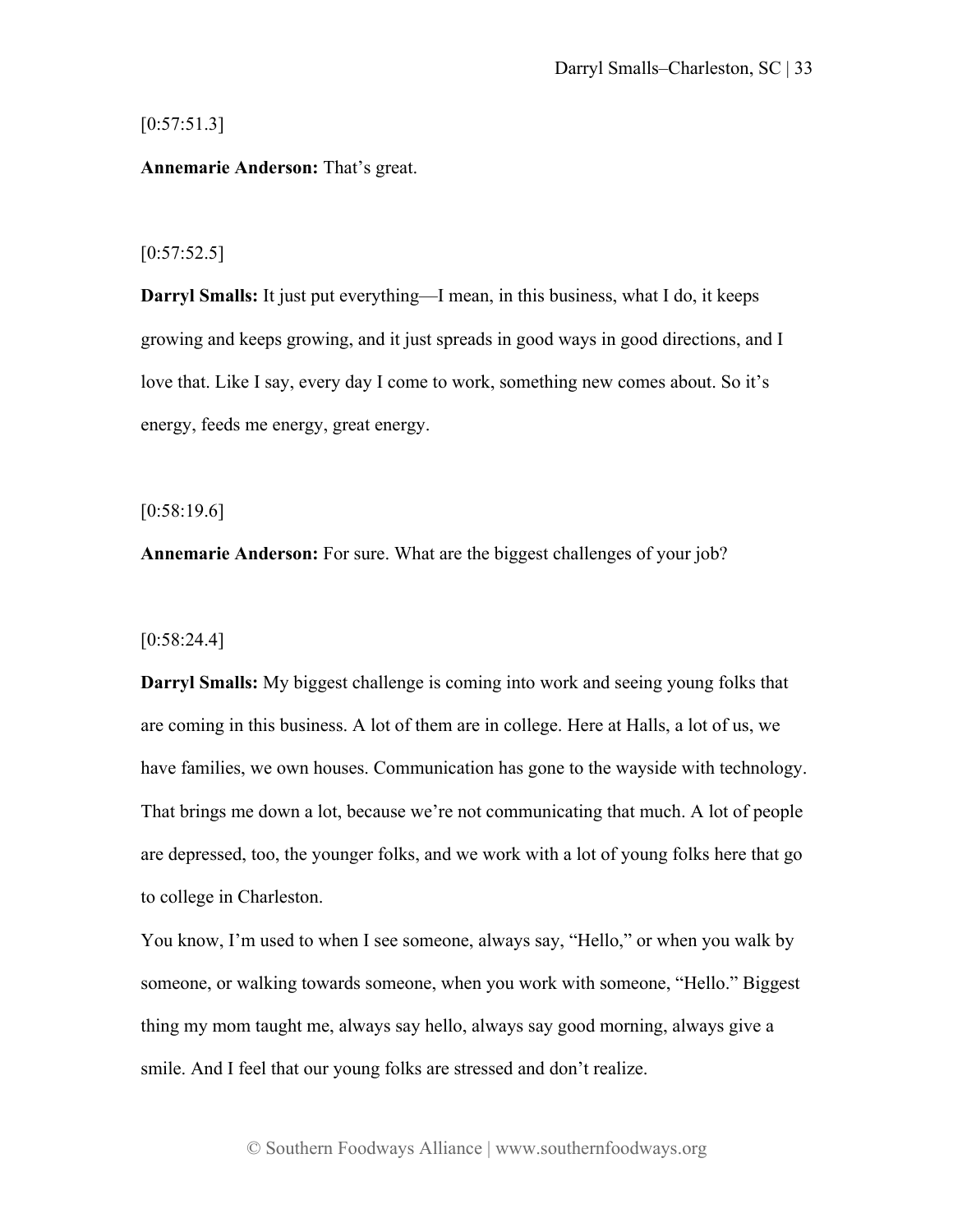[0:57:51.3]

**Annemarie Anderson:** That's great.

[0:57:52.5]

**Darryl Smalls:** It just put everything—I mean, in this business, what I do, it keeps growing and keeps growing, and it just spreads in good ways in good directions, and I love that. Like I say, every day I come to work, something new comes about. So it's energy, feeds me energy, great energy.

[0:58:19.6]

**Annemarie Anderson:** For sure. What are the biggest challenges of your job?

[0:58:24.4]

**Darryl Smalls:** My biggest challenge is coming into work and seeing young folks that are coming in this business. A lot of them are in college. Here at Halls, a lot of us, we have families, we own houses. Communication has gone to the wayside with technology. That brings me down a lot, because we're not communicating that much. A lot of people are depressed, too, the younger folks, and we work with a lot of young folks here that go to college in Charleston.

You know, I'm used to when I see someone, always say, "Hello," or when you walk by someone, or walking towards someone, when you work with someone, "Hello." Biggest thing my mom taught me, always say hello, always say good morning, always give a smile. And I feel that our young folks are stressed and don't realize.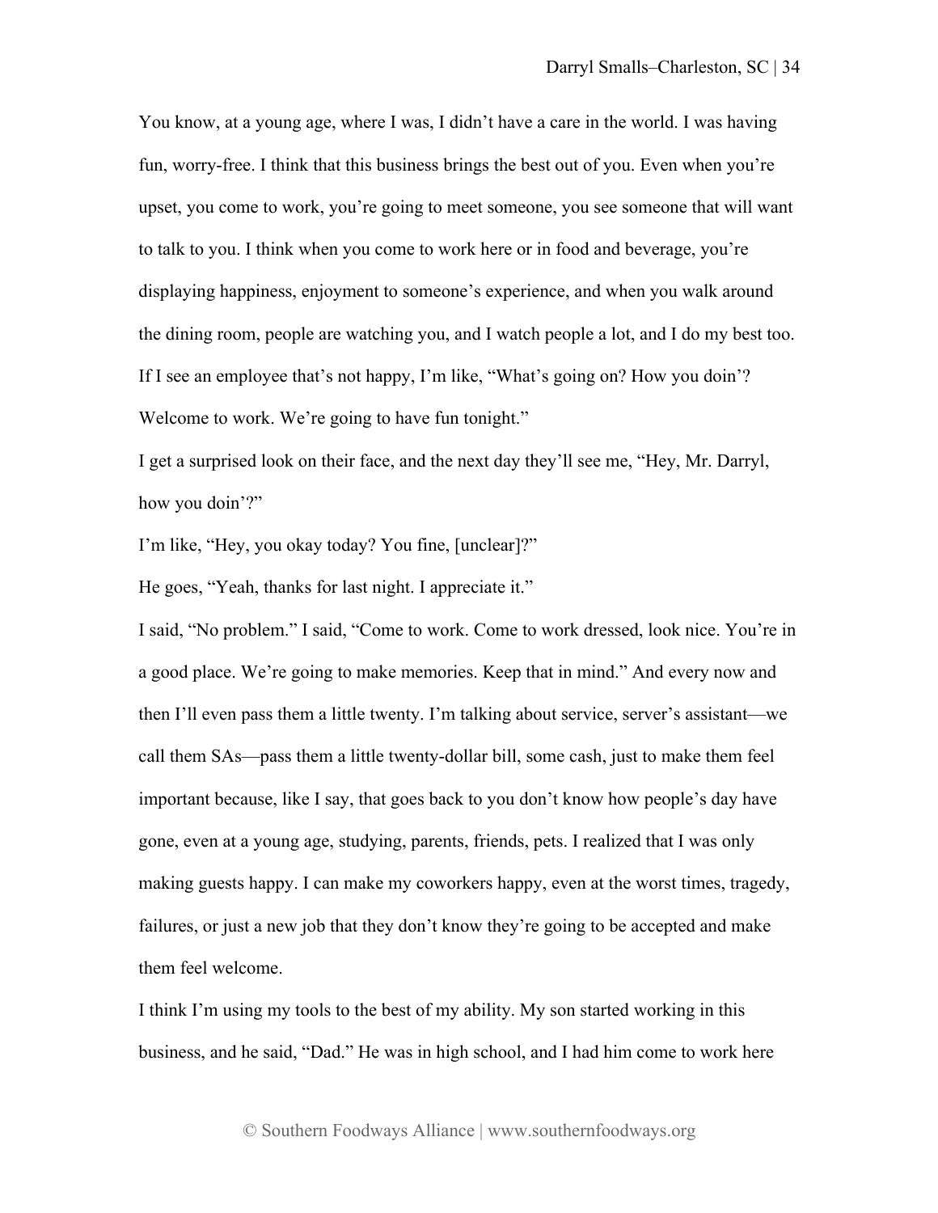You know, at a young age, where I was, I didn't have a care in the world. I was having fun, worry-free. I think that this business brings the best out of you. Even when you're upset, you come to work, you're going to meet someone, you see someone that will want to talk to you. I think when you come to work here or in food and beverage, you're displaying happiness, enjoyment to someone's experience, and when you walk around the dining room, people are watching you, and I watch people a lot, and I do my best too. If I see an employee that's not happy, I'm like, "What's going on? How you doin'? Welcome to work. We're going to have fun tonight."

I get a surprised look on their face, and the next day they'll see me, "Hey, Mr. Darryl, how you doin'?"

I'm like, "Hey, you okay today? You fine, [unclear]?"

He goes, "Yeah, thanks for last night. I appreciate it."

I said, "No problem." I said, "Come to work. Come to work dressed, look nice. You're in a good place. We're going to make memories. Keep that in mind." And every now and then I'll even pass them a little twenty. I'm talking about service, server's assistant—we call them SAs—pass them a little twenty-dollar bill, some cash, just to make them feel important because, like I say, that goes back to you don't know how people's day have gone, even at a young age, studying, parents, friends, pets. I realized that I was only making guests happy. I can make my coworkers happy, even at the worst times, tragedy, failures, or just a new job that they don't know they're going to be accepted and make them feel welcome.

I think I'm using my tools to the best of my ability. My son started working in this business, and he said, "Dad." He was in high school, and I had him come to work here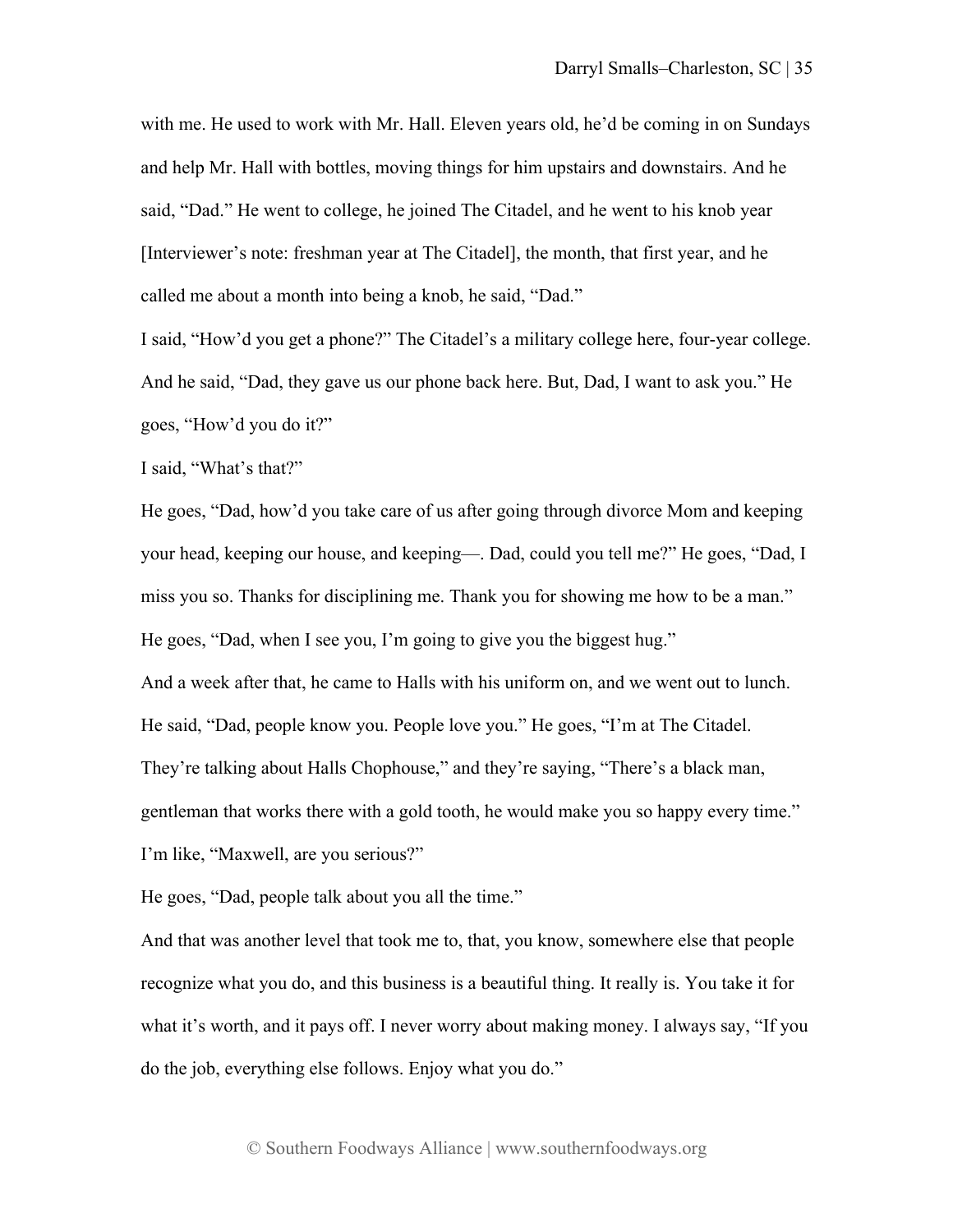with me. He used to work with Mr. Hall. Eleven years old, he'd be coming in on Sundays and help Mr. Hall with bottles, moving things for him upstairs and downstairs. And he said, "Dad." He went to college, he joined The Citadel, and he went to his knob year [Interviewer's note: freshman year at The Citadel], the month, that first year, and he called me about a month into being a knob, he said, "Dad."

I said, "How'd you get a phone?" The Citadel's a military college here, four-year college. And he said, "Dad, they gave us our phone back here. But, Dad, I want to ask you." He goes, "How'd you do it?"

I said, "What's that?"

He goes, "Dad, how'd you take care of us after going through divorce Mom and keeping your head, keeping our house, and keeping—. Dad, could you tell me?" He goes, "Dad, I miss you so. Thanks for disciplining me. Thank you for showing me how to be a man." He goes, "Dad, when I see you, I'm going to give you the biggest hug."

And a week after that, he came to Halls with his uniform on, and we went out to lunch. He said, "Dad, people know you. People love you." He goes, "I'm at The Citadel. They're talking about Halls Chophouse," and they're saying, "There's a black man, gentleman that works there with a gold tooth, he would make you so happy every time."

I'm like, "Maxwell, are you serious?"

He goes, "Dad, people talk about you all the time."

And that was another level that took me to, that, you know, somewhere else that people recognize what you do, and this business is a beautiful thing. It really is. You take it for what it's worth, and it pays off. I never worry about making money. I always say, "If you do the job, everything else follows. Enjoy what you do."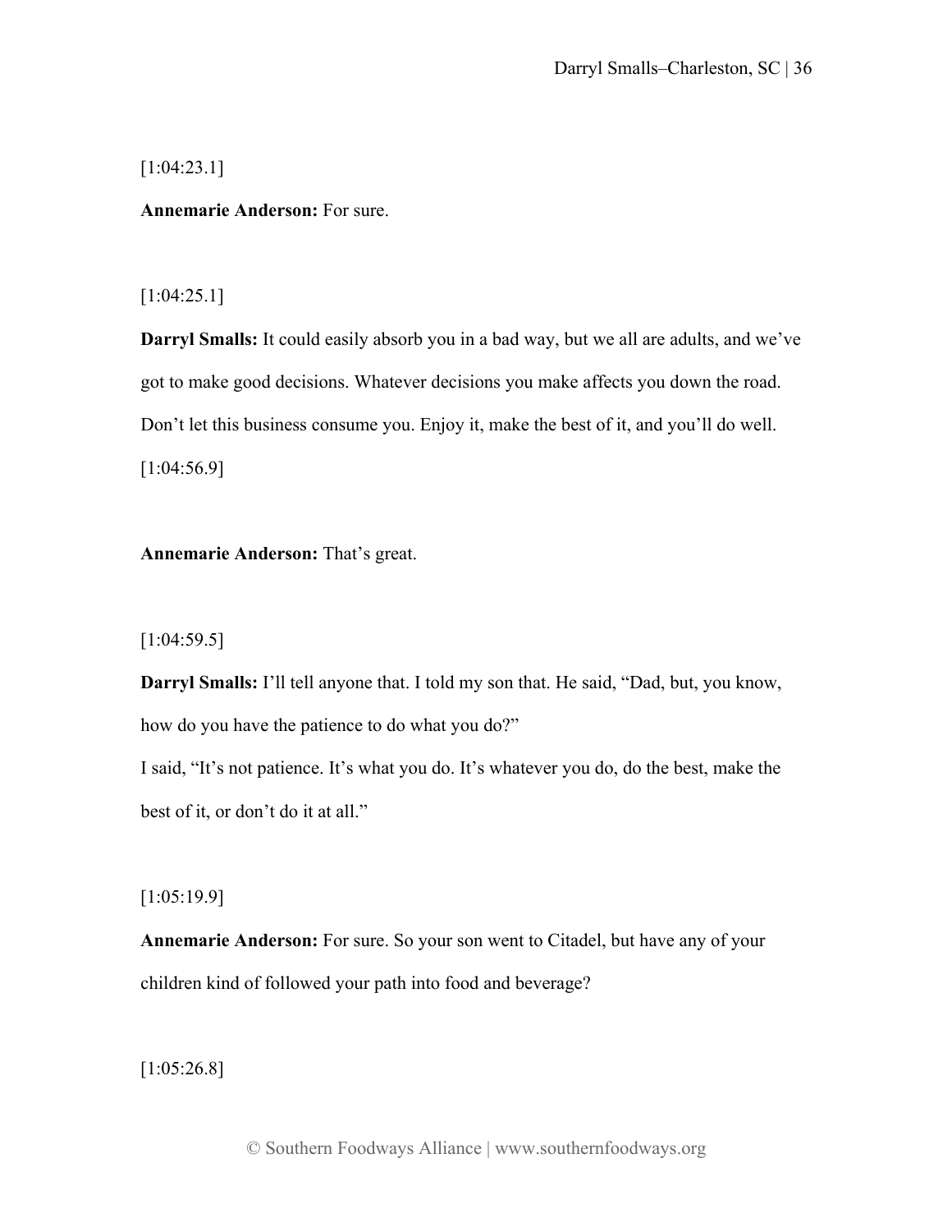[1:04:23.1]

**Annemarie Anderson:** For sure.

[1:04:25.1]

**Darryl Smalls:** It could easily absorb you in a bad way, but we all are adults, and we've got to make good decisions. Whatever decisions you make affects you down the road. Don't let this business consume you. Enjoy it, make the best of it, and you'll do well.

[1:04:56.9]

**Annemarie Anderson:** That's great.

[1:04:59.5]

**Darryl Smalls:** I'll tell anyone that. I told my son that. He said, "Dad, but, you know, how do you have the patience to do what you do?"

I said, "It's not patience. It's what you do. It's whatever you do, do the best, make the best of it, or don't do it at all."

[1:05:19.9]

**Annemarie Anderson:** For sure. So your son went to Citadel, but have any of your children kind of followed your path into food and beverage?

[1:05:26.8]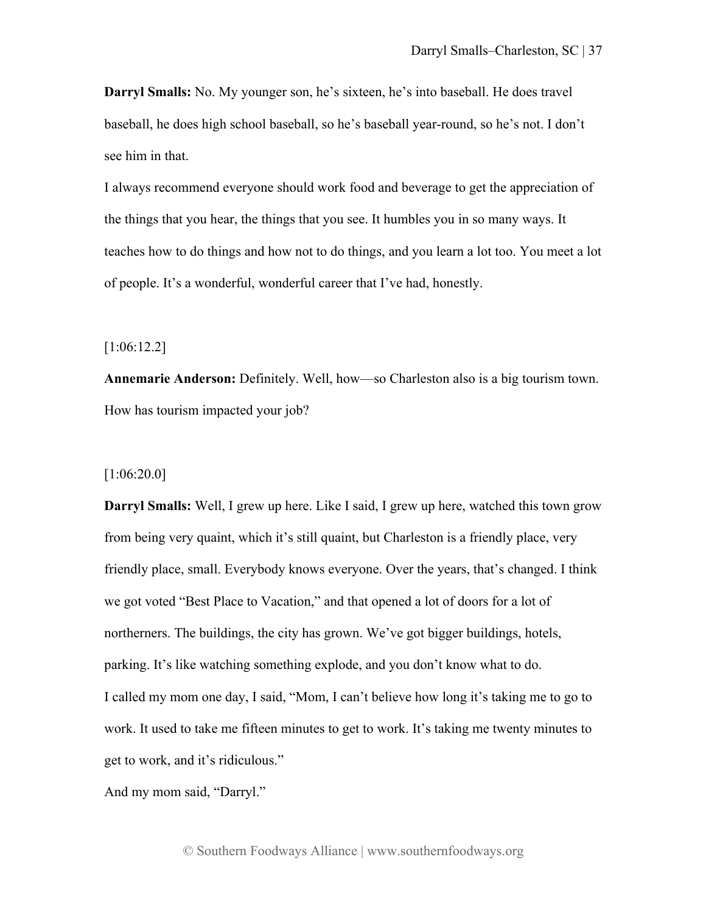**Darryl Smalls:** No. My younger son, he's sixteen, he's into baseball. He does travel baseball, he does high school baseball, so he's baseball year-round, so he's not. I don't see him in that.

I always recommend everyone should work food and beverage to get the appreciation of the things that you hear, the things that you see. It humbles you in so many ways. It teaches how to do things and how not to do things, and you learn a lot too. You meet a lot of people. It's a wonderful, wonderful career that I've had, honestly.

[1:06:12.2]

**Annemarie Anderson:** Definitely. Well, how—so Charleston also is a big tourism town. How has tourism impacted your job?

[1:06:20.0]

**Darryl Smalls:** Well, I grew up here. Like I said, I grew up here, watched this town grow from being very quaint, which it's still quaint, but Charleston is a friendly place, very friendly place, small. Everybody knows everyone. Over the years, that's changed. I think we got voted "Best Place to Vacation," and that opened a lot of doors for a lot of northerners. The buildings, the city has grown. We've got bigger buildings, hotels, parking. It's like watching something explode, and you don't know what to do.

I called my mom one day, I said, "Mom, I can't believe how long it's taking me to go to work. It used to take me fifteen minutes to get to work. It's taking me twenty minutes to get to work, and it's ridiculous."

And my mom said, "Darryl."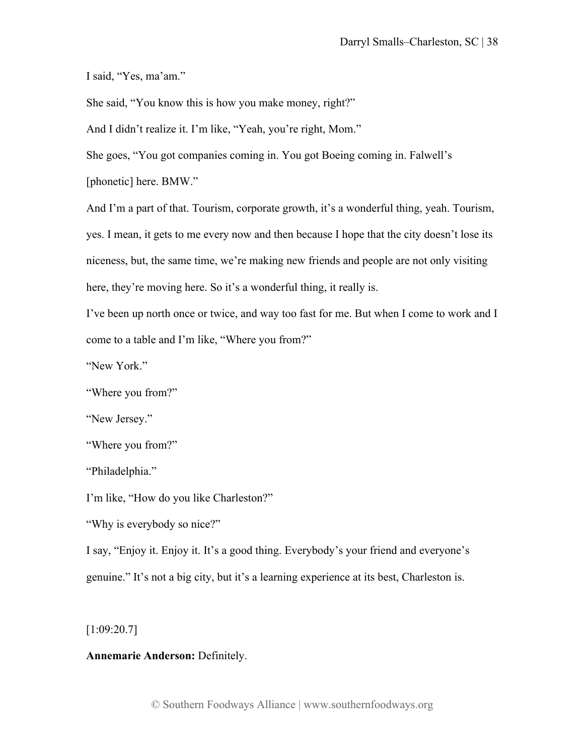I said, "Yes, ma'am."

She said, "You know this is how you make money, right?"

And I didn't realize it. I'm like, "Yeah, you're right, Mom."

She goes, "You got companies coming in. You got Boeing coming in. Falwell's [phonetic] here. BMW."

And I'm a part of that. Tourism, corporate growth, it's a wonderful thing, yeah. Tourism, yes. I mean, it gets to me every now and then because I hope that the city doesn't lose its niceness, but, the same time, we're making new friends and people are not only visiting here, they're moving here. So it's a wonderful thing, it really is.

I've been up north once or twice, and way too fast for me. But when I come to work and I come to a table and I'm like, "Where you from?"

"New York."

"Where you from?"

"New Jersey."

"Where you from?"

"Philadelphia."

I'm like, "How do you like Charleston?"

"Why is everybody so nice?"

I say, "Enjoy it. Enjoy it. It's a good thing. Everybody's your friend and everyone's genuine." It's not a big city, but it's a learning experience at its best, Charleston is.

[1:09:20.7]

**Annemarie Anderson:** Definitely.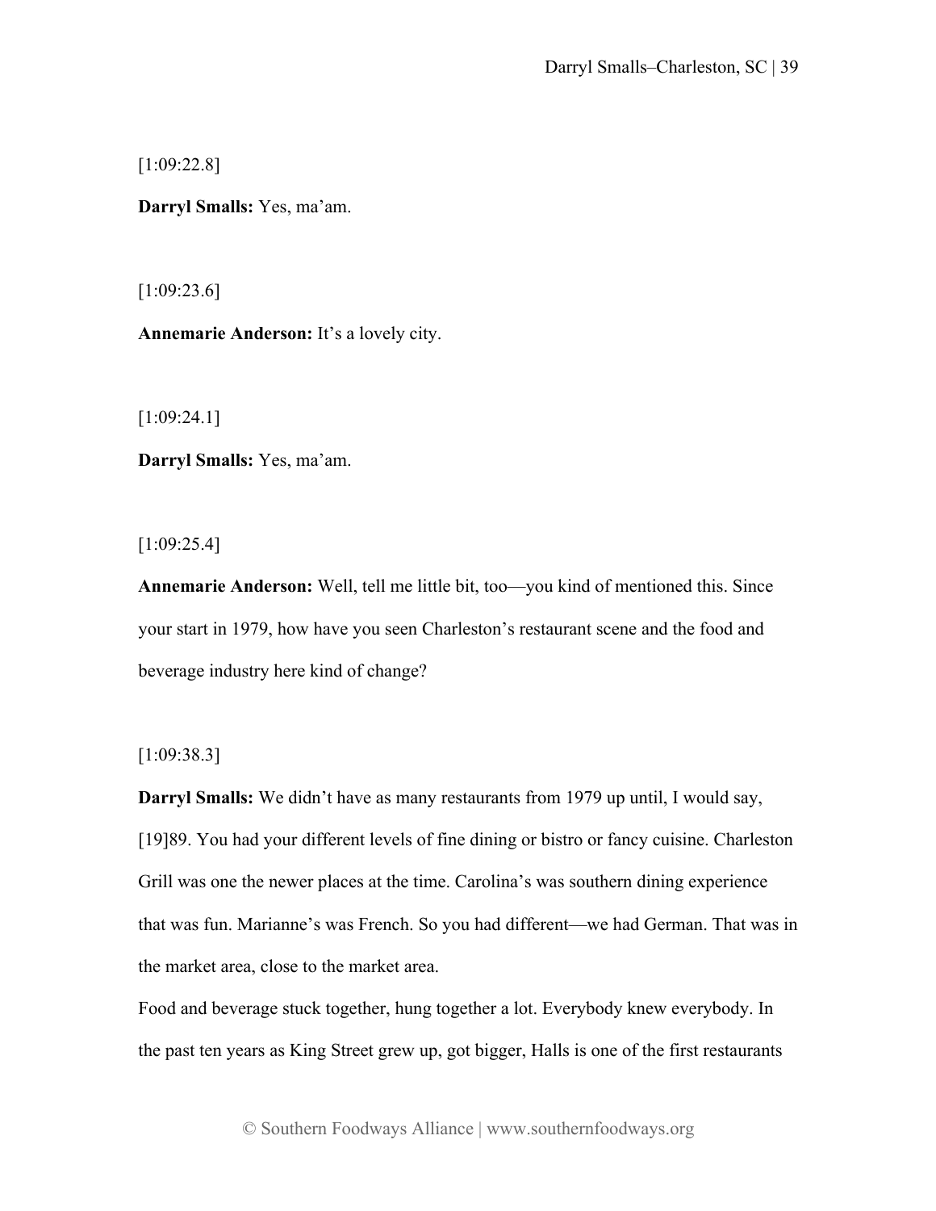[1:09:22.8]

**Darryl Smalls:** Yes, ma'am.

[1:09:23.6]

**Annemarie Anderson:** It's a lovely city.

[1:09:24.1]

**Darryl Smalls:** Yes, ma'am.

[1:09:25.4]

**Annemarie Anderson:** Well, tell me little bit, too—you kind of mentioned this. Since your start in 1979, how have you seen Charleston's restaurant scene and the food and beverage industry here kind of change?

[1:09:38.3]

**Darryl Smalls:** We didn't have as many restaurants from 1979 up until, I would say, [19]89. You had your different levels of fine dining or bistro or fancy cuisine. Charleston Grill was one the newer places at the time. Carolina's was southern dining experience that was fun. Marianne's was French. So you had different—we had German. That was in the market area, close to the market area.

Food and beverage stuck together, hung together a lot. Everybody knew everybody. In the past ten years as King Street grew up, got bigger, Halls is one of the first restaurants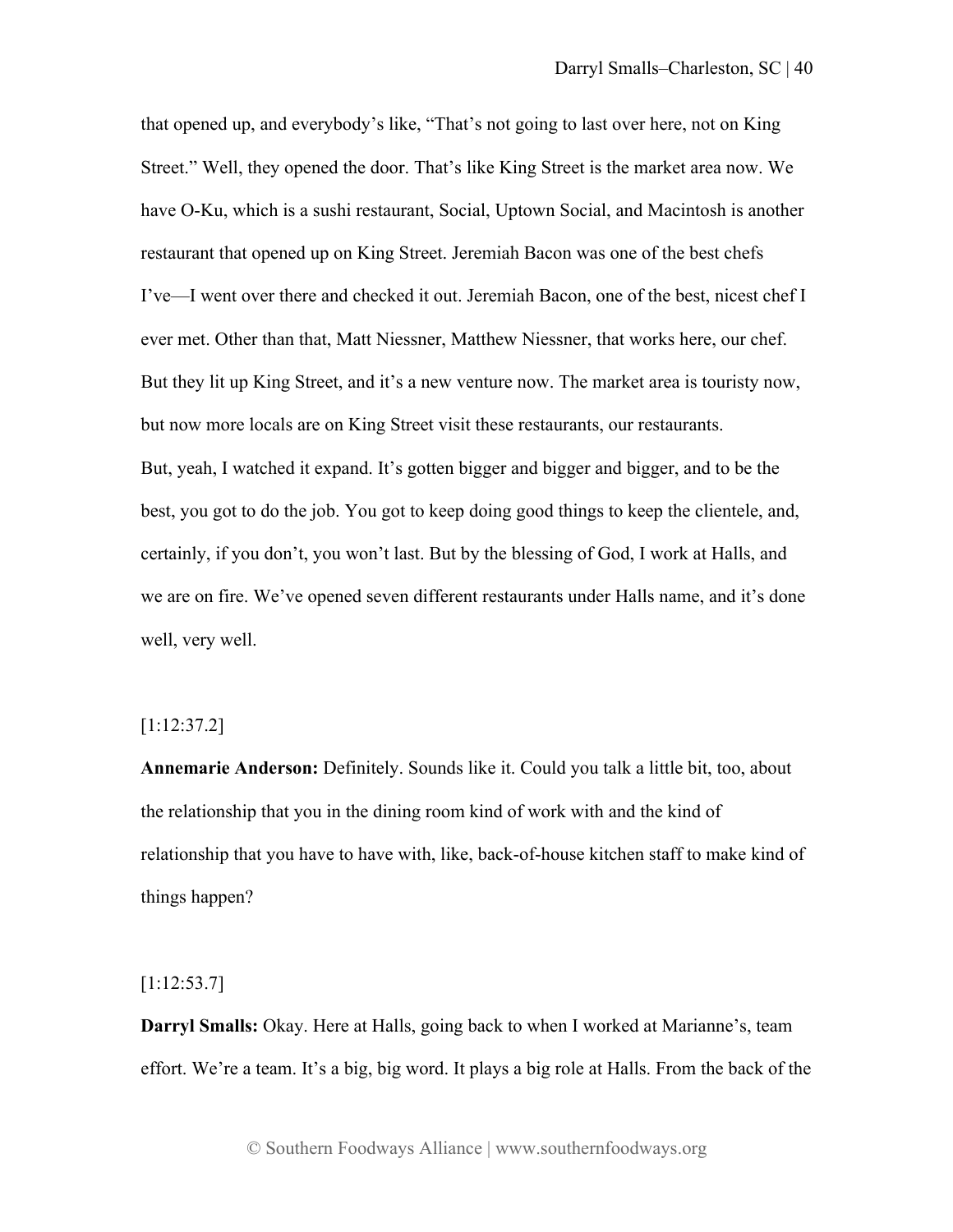that opened up, and everybody's like, "That's not going to last over here, not on King Street." Well, they opened the door. That's like King Street is the market area now. We have O-Ku, which is a sushi restaurant, Social, Uptown Social, and Macintosh is another restaurant that opened up on King Street. Jeremiah Bacon was one of the best chefs I've—I went over there and checked it out. Jeremiah Bacon, one of the best, nicest chef I ever met. Other than that, Matt Niessner, Matthew Niessner, that works here, our chef. But they lit up King Street, and it's a new venture now. The market area is touristy now, but now more locals are on King Street visit these restaurants, our restaurants. But, yeah, I watched it expand. It's gotten bigger and bigger and bigger, and to be the best, you got to do the job. You got to keep doing good things to keep the clientele, and, certainly, if you don't, you won't last. But by the blessing of God, I work at Halls, and we are on fire. We've opened seven different restaurants under Halls name, and it's done well, very well.

[1:12:37.2]

**Annemarie Anderson:** Definitely. Sounds like it. Could you talk a little bit, too, about the relationship that you in the dining room kind of work with and the kind of relationship that you have to have with, like, back-of-house kitchen staff to make kind of things happen?

[1:12:53.7]

**Darryl Smalls:** Okay. Here at Halls, going back to when I worked at Marianne's, team effort. We're a team. It's a big, big word. It plays a big role at Halls. From the back of the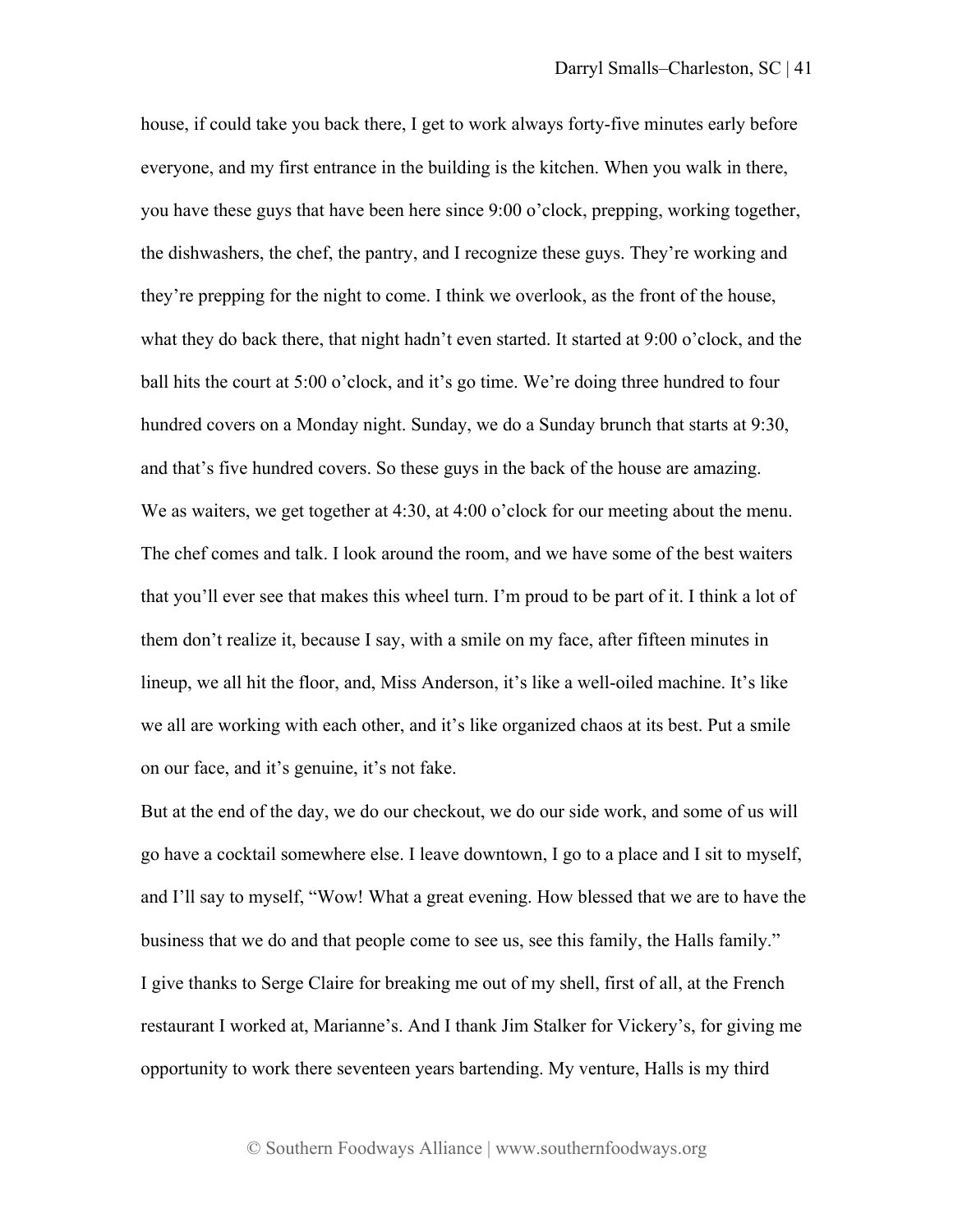house, if could take you back there, I get to work always forty-five minutes early before everyone, and my first entrance in the building is the kitchen. When you walk in there, you have these guys that have been here since 9:00 o'clock, prepping, working together, the dishwashers, the chef, the pantry, and I recognize these guys. They're working and they're prepping for the night to come. I think we overlook, as the front of the house, what they do back there, that night hadn't even started. It started at 9:00 o'clock, and the ball hits the court at 5:00 o'clock, and it's go time. We're doing three hundred to four hundred covers on a Monday night. Sunday, we do a Sunday brunch that starts at 9:30, and that's five hundred covers. So these guys in the back of the house are amazing.

We as waiters, we get together at 4:30, at 4:00 o'clock for our meeting about the menu. The chef comes and talk. I look around the room, and we have some of the best waiters that you'll ever see that makes this wheel turn. I'm proud to be part of it. I think a lot of them don't realize it, because I say, with a smile on my face, after fifteen minutes in lineup, we all hit the floor, and, Miss Anderson, it's like a well-oiled machine. It's like we all are working with each other, and it's like organized chaos at its best. Put a smile on our face, and it's genuine, it's not fake.

But at the end of the day, we do our checkout, we do our side work, and some of us will go have a cocktail somewhere else. I leave downtown, I go to a place and I sit to myself, and I'll say to myself, "Wow! What a great evening. How blessed that we are to have the business that we do and that people come to see us, see this family, the Halls family."

I give thanks to Serge Claire for breaking me out of my shell, first of all, at the French restaurant I worked at, Marianne's. And I thank Jim Stalker for Vickery's, for giving me opportunity to work there seventeen years bartending. My venture, Halls is my third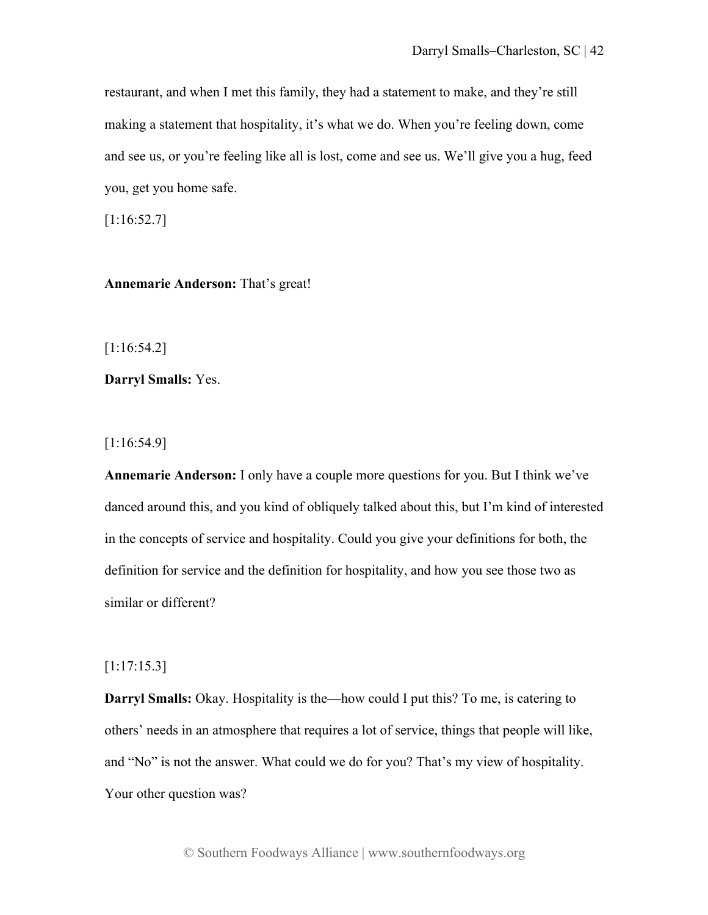restaurant, and when I met this family, they had a statement to make, and they're still making a statement that hospitality, it's what we do. When you're feeling down, come and see us, or you're feeling like all is lost, come and see us. We'll give you a hug, feed you, get you home safe.

[1:16:52.7]

**Annemarie Anderson:** That's great!

[1:16:54.2]

**Darryl Smalls:** Yes.

[1:16:54.9]

**Annemarie Anderson:** I only have a couple more questions for you. But I think we've danced around this, and you kind of obliquely talked about this, but I'm kind of interested in the concepts of service and hospitality. Could you give your definitions for both, the definition for service and the definition for hospitality, and how you see those two as similar or different?

[1:17:15.3]

**Darryl Smalls:** Okay. Hospitality is the—how could I put this? To me, is catering to others' needs in an atmosphere that requires a lot of service, things that people will like, and "No" is not the answer. What could we do for you? That's my view of hospitality. Your other question was?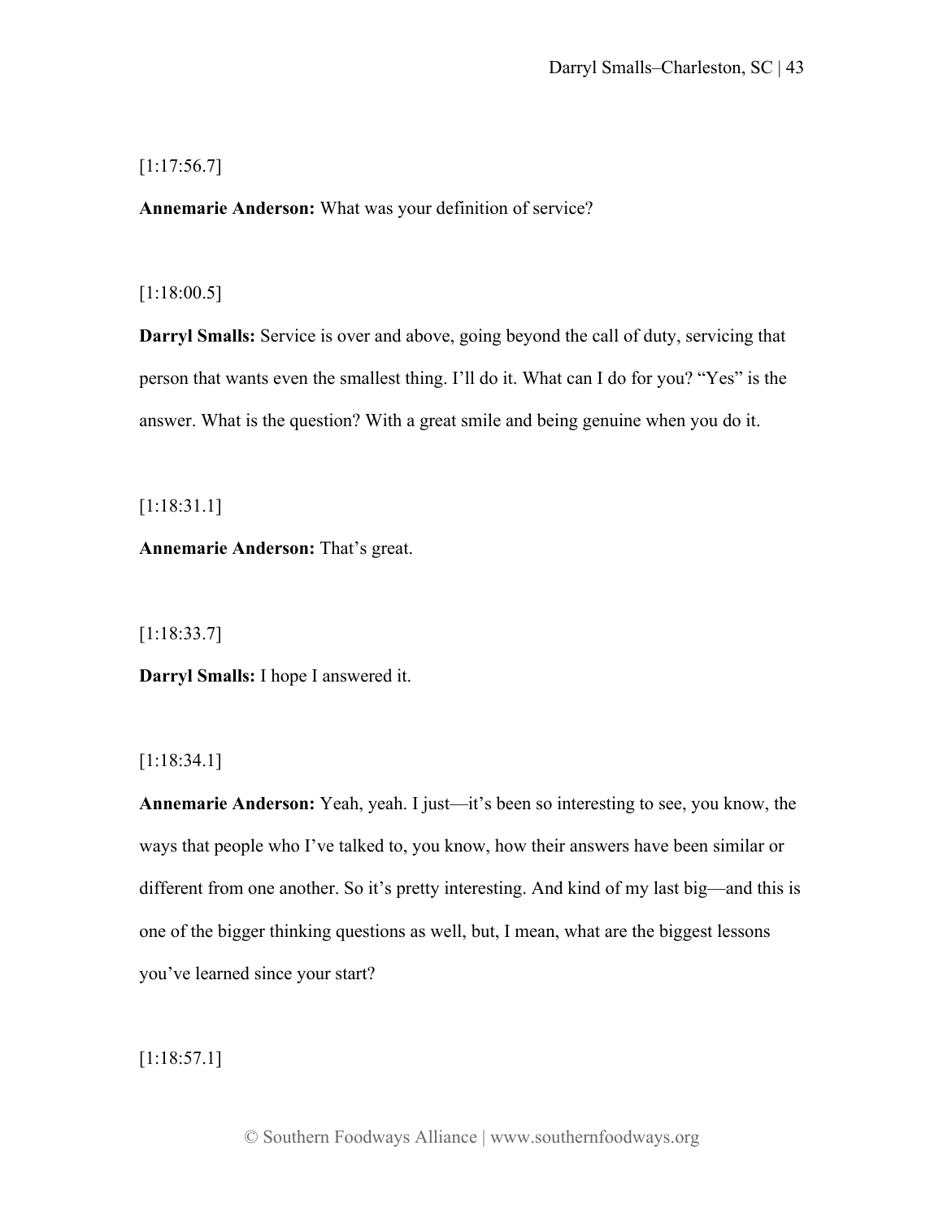[1:17:56.7]

**Annemarie Anderson:** What was your definition of service?

[1:18:00.5]

**Darryl Smalls:** Service is over and above, going beyond the call of duty, servicing that person that wants even the smallest thing. I'll do it. What can I do for you? "Yes" is the answer. What is the question? With a great smile and being genuine when you do it.

[1:18:31.1]

**Annemarie Anderson:** That's great.

[1:18:33.7]

**Darryl Smalls:** I hope I answered it.

[1:18:34.1]

**Annemarie Anderson:** Yeah, yeah. I just—it's been so interesting to see, you know, the ways that people who I've talked to, you know, how their answers have been similar or different from one another. So it's pretty interesting. And kind of my last big—and this is one of the bigger thinking questions as well, but, I mean, what are the biggest lessons you've learned since your start?

[1:18:57.1]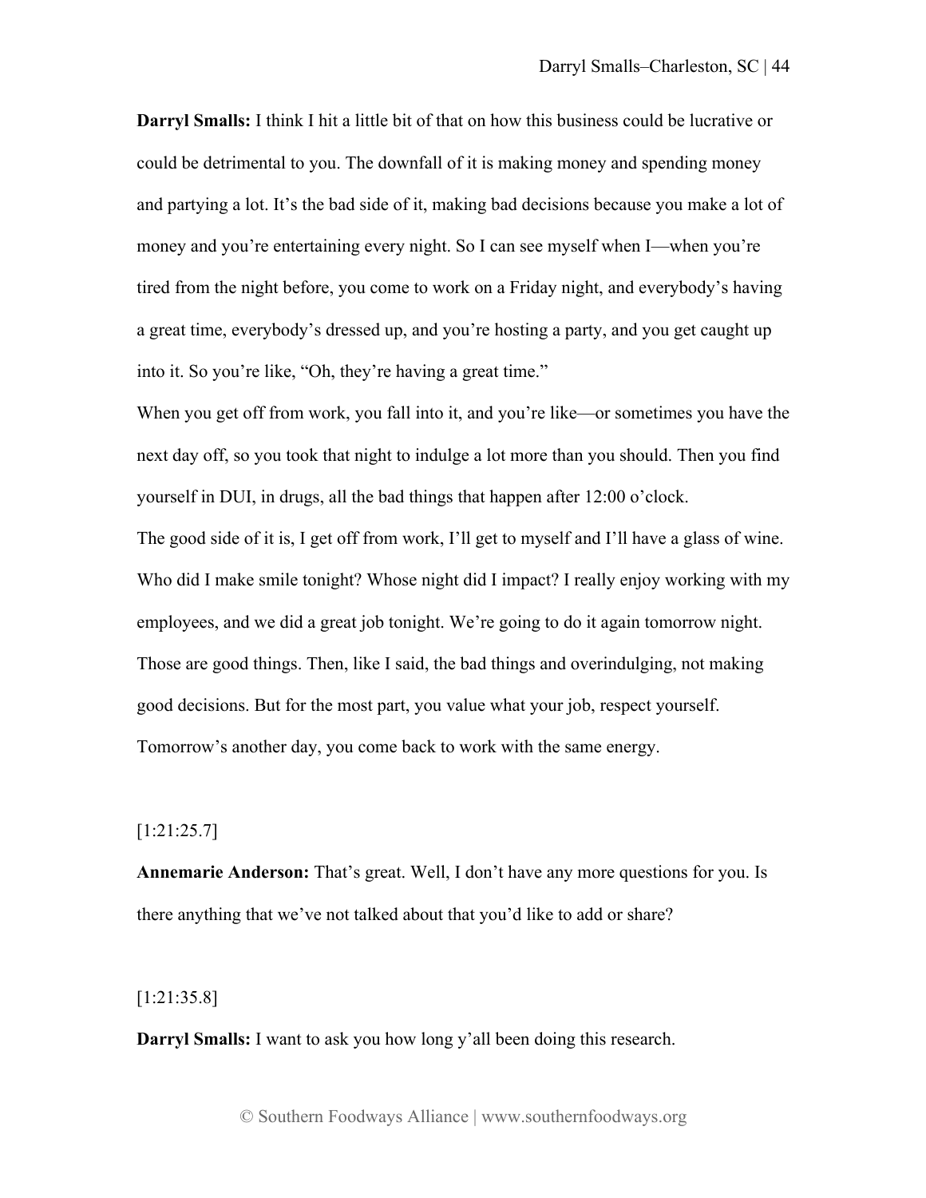**Darryl Smalls:** I think I hit a little bit of that on how this business could be lucrative or could be detrimental to you. The downfall of it is making money and spending money and partying a lot. It's the bad side of it, making bad decisions because you make a lot of money and you're entertaining every night. So I can see myself when I—when you're tired from the night before, you come to work on a Friday night, and everybody's having a great time, everybody's dressed up, and you're hosting a party, and you get caught up into it. So you're like, "Oh, they're having a great time."

When you get off from work, you fall into it, and you're like—or sometimes you have the next day off, so you took that night to indulge a lot more than you should. Then you find yourself in DUI, in drugs, all the bad things that happen after 12:00 o'clock.

The good side of it is, I get off from work, I'll get to myself and I'll have a glass of wine. Who did I make smile tonight? Whose night did I impact? I really enjoy working with my employees, and we did a great job tonight. We're going to do it again tomorrow night. Those are good things. Then, like I said, the bad things and overindulging, not making good decisions. But for the most part, you value what your job, respect yourself. Tomorrow's another day, you come back to work with the same energy.

[1:21:25.7]

**Annemarie Anderson:** That's great. Well, I don't have any more questions for you. Is there anything that we've not talked about that you'd like to add or share?

[1:21:35.8]

**Darryl Smalls:** I want to ask you how long y'all been doing this research.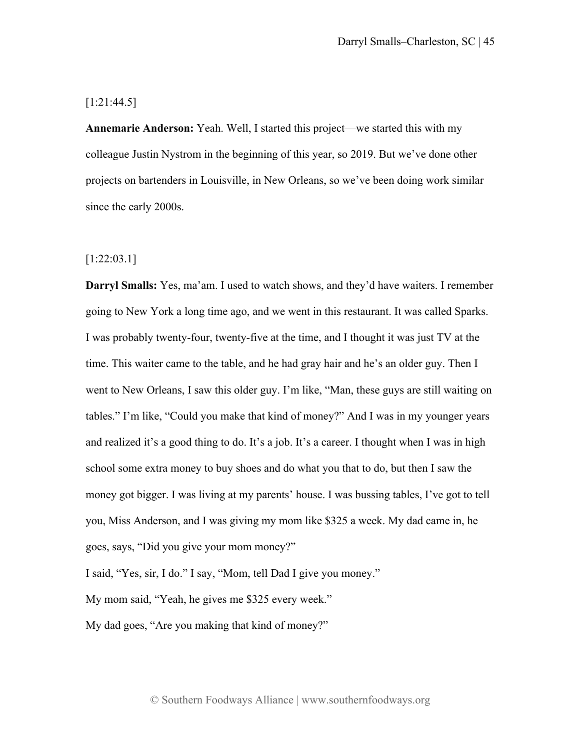[1:21:44.5]

**Annemarie Anderson:** Yeah. Well, I started this project—we started this with my colleague Justin Nystrom in the beginning of this year, so 2019. But we've done other projects on bartenders in Louisville, in New Orleans, so we've been doing work similar since the early 2000s.

[1:22:03.1]

**Darryl Smalls:** Yes, ma'am. I used to watch shows, and they'd have waiters. I remember going to New York a long time ago, and we went in this restaurant. It was called Sparks. I was probably twenty-four, twenty-five at the time, and I thought it was just TV at the time. This waiter came to the table, and he had gray hair and he's an older guy. Then I went to New Orleans, I saw this older guy. I'm like, "Man, these guys are still waiting on tables." I'm like, "Could you make that kind of money?" And I was in my younger years and realized it's a good thing to do. It's a job. It's a career. I thought when I was in high school some extra money to buy shoes and do what you that to do, but then I saw the money got bigger. I was living at my parents' house. I was bussing tables, I've got to tell you, Miss Anderson, and I was giving my mom like $325 a week. My dad came in, he goes, says, "Did you give your mom money?"

I said, "Yes, sir, I do." I say, "Mom, tell Dad I give you money."

My mom said, "Yeah, he gives me $325 every week."

My dad goes, "Are you making that kind of money?"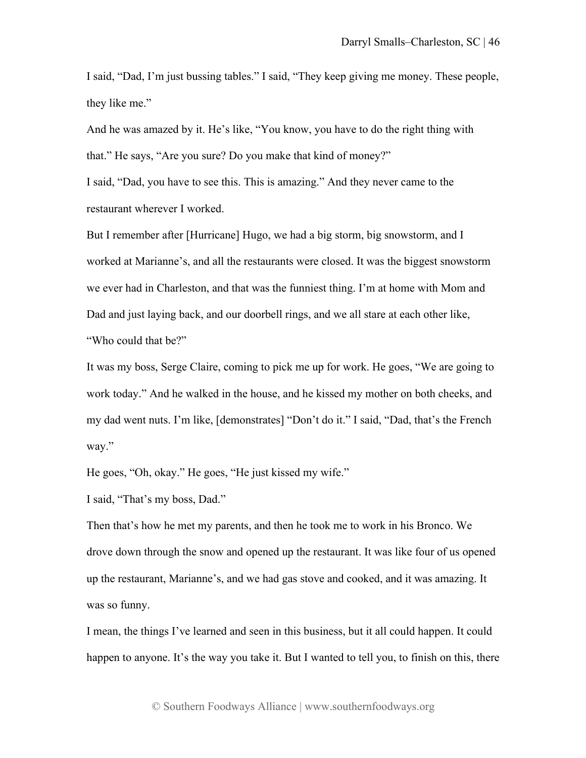I said, "Dad, I'm just bussing tables." I said, "They keep giving me money. These people, they like me."

And he was amazed by it. He's like, "You know, you have to do the right thing with that." He says, "Are you sure? Do you make that kind of money?"

I said, "Dad, you have to see this. This is amazing." And they never came to the restaurant wherever I worked.

But I remember after [Hurricane] Hugo, we had a big storm, big snowstorm, and I worked at Marianne's, and all the restaurants were closed. It was the biggest snowstorm we ever had in Charleston, and that was the funniest thing. I'm at home with Mom and Dad and just laying back, and our doorbell rings, and we all stare at each other like, "Who could that be?"

It was my boss, Serge Claire, coming to pick me up for work. He goes, "We are going to work today." And he walked in the house, and he kissed my mother on both cheeks, and my dad went nuts. I'm like, [demonstrates] "Don't do it." I said, "Dad, that's the French way."

He goes, "Oh, okay." He goes, "He just kissed my wife."

I said, "That's my boss, Dad."

Then that's how he met my parents, and then he took me to work in his Bronco. We drove down through the snow and opened up the restaurant. It was like four of us opened up the restaurant, Marianne's, and we had gas stove and cooked, and it was amazing. It was so funny.

I mean, the things I've learned and seen in this business, but it all could happen. It could happen to anyone. It's the way you take it. But I wanted to tell you, to finish on this, there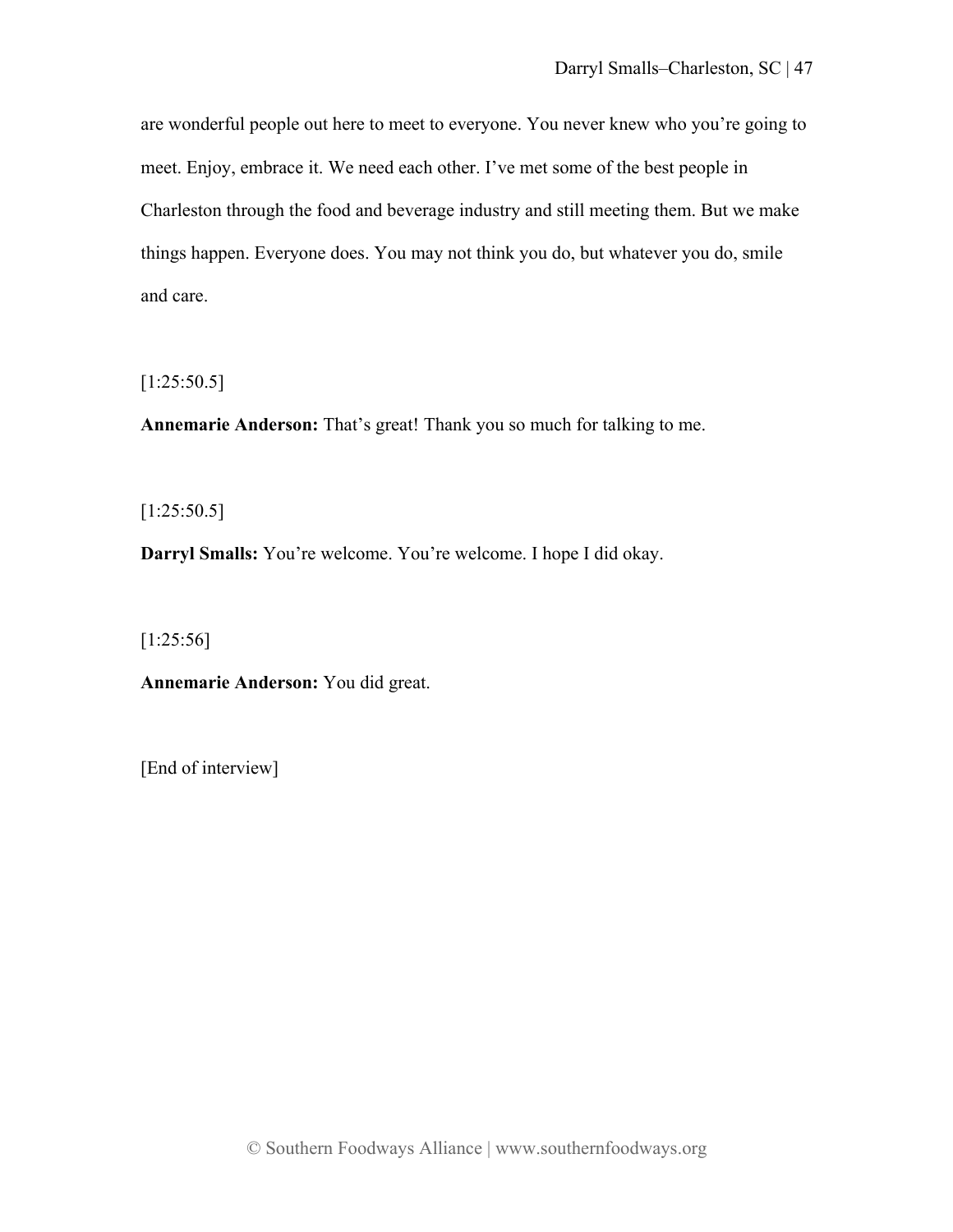are wonderful people out here to meet to everyone. You never knew who you're going to meet. Enjoy, embrace it. We need each other. I've met some of the best people in Charleston through the food and beverage industry and still meeting them. But we make things happen. Everyone does. You may not think you do, but whatever you do, smile and care.

[1:25:50.5]

**Annemarie Anderson:** That's great! Thank you so much for talking to me.

[1:25:50.5]

**Darryl Smalls:** You're welcome. You're welcome. I hope I did okay.

[1:25:56]

**Annemarie Anderson:** You did great.

[End of interview]